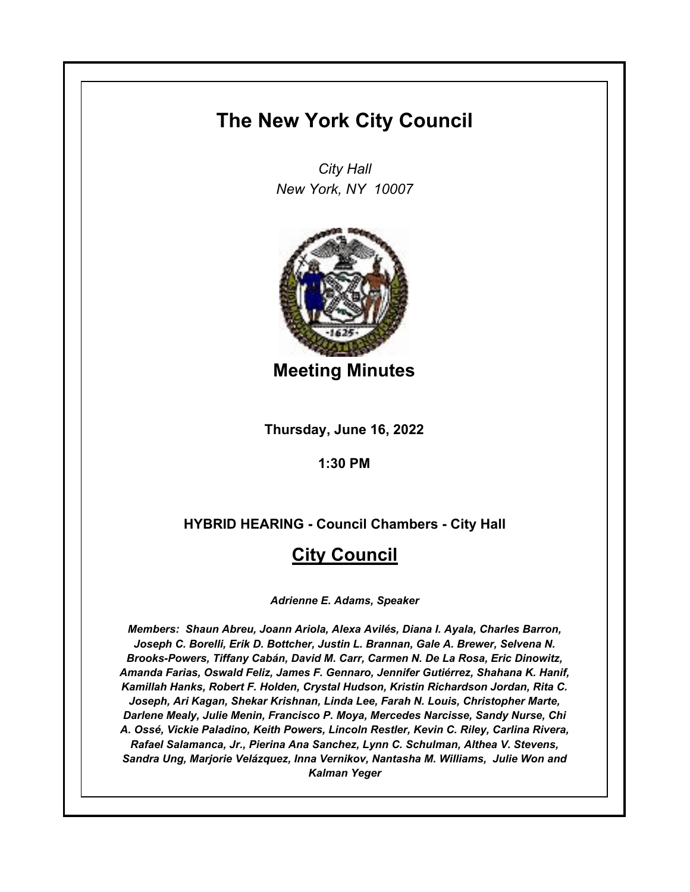# The New York City Council

*City Hall*
*New York, NY 10007*

## Meeting Minutes

**Thursday, June 16, 2022**

**1:30 PM**

**HYBRID HEARING - Council Chambers - City Hall**

## City Council

***Adrienne E. Adams, Speaker***

***Members: Shaun Abreu, Joann Ariola, Alexa Avilés, Diana I. Ayala, Charles Barron, Joseph C. Borelli, Erik D. Bottcher, Justin L. Brannan, Gale A. Brewer, Selvena N. Brooks-Powers, Tiffany Cabán, David M. Carr, Carmen N. De La Rosa, Eric Dinowitz, Amanda Farias, Oswald Feliz, James F. Gennaro, Jennifer Gutiérrez, Shahana K. Hanif, Kamillah Hanks, Robert F. Holden, Crystal Hudson, Kristin Richardson Jordan, Rita C. Joseph, Ari Kagan, Shekar Krishnan, Linda Lee, Farah N. Louis, Christopher Marte, Darlene Mealy, Julie Menin, Francisco P. Moya, Mercedes Narcisse, Sandy Nurse, Chi A. Ossé, Vickie Paladino, Keith Powers, Lincoln Restler, Kevin C. Riley, Carlina Rivera, Rafael Salamanca, Jr., Pierina Ana Sanchez, Lynn C. Schulman, Althea V. Stevens, Sandra Ung, Marjorie Velázquez, Inna Vernikov, Nantasha M. Williams, Julie Won and Kalman Yeger***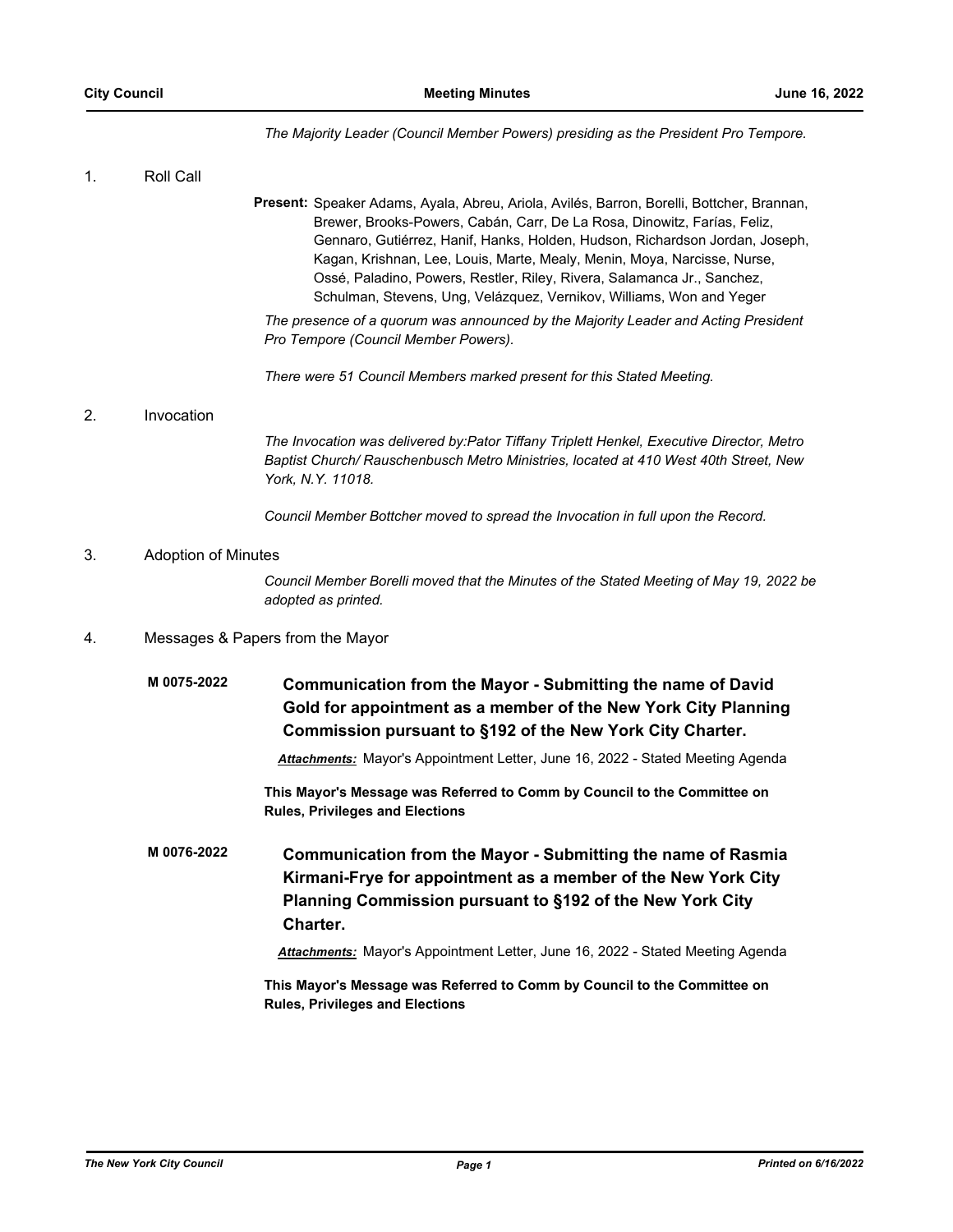*The Majority Leader (Council Member Powers) presiding as the President Pro Tempore.*

1. Roll Call

**Present:** Speaker Adams, Ayala, Abreu, Ariola, Avilés, Barron, Borelli, Bottcher, Brannan, Brewer, Brooks-Powers, Cabán, Carr, De La Rosa, Dinowitz, Farías, Feliz, Gennaro, Gutiérrez, Hanif, Hanks, Holden, Hudson, Richardson Jordan, Joseph, Kagan, Krishnan, Lee, Louis, Marte, Mealy, Menin, Moya, Narcisse, Nurse, Ossé, Paladino, Powers, Restler, Riley, Rivera, Salamanca Jr., Sanchez, Schulman, Stevens, Ung, Velázquez, Vernikov, Williams, Won and Yeger

*The presence of a quorum was announced by the Majority Leader and Acting President Pro Tempore (Council Member Powers).*

*There were 51 Council Members marked present for this Stated Meeting.*

2. Invocation

*The Invocation was delivered by:Pator Tiffany Triplett Henkel, Executive Director, Metro Baptist Church/ Rauschenbusch Metro Ministries, located at 410 West 40th Street, New York, N.Y. 11018.*

*Council Member Bottcher moved to spread the Invocation in full upon the Record.*

3. Adoption of Minutes

*Council Member Borelli moved that the Minutes of the Stated Meeting of May 19, 2022 be adopted as printed.*

4. Messages & Papers from the Mayor

**M 0075-2022** **Communication from the Mayor - Submitting the name of David Gold for appointment as a member of the New York City Planning Commission pursuant to §192 of the New York City Charter.**

***Attachments:*** Mayor's Appointment Letter, June 16, 2022 - Stated Meeting Agenda

**This Mayor's Message was Referred to Comm by Council to the Committee on Rules, Privileges and Elections**

**M 0076-2022** **Communication from the Mayor - Submitting the name of Rasmia Kirmani-Frye for appointment as a member of the New York City Planning Commission pursuant to §192 of the New York City Charter.**

***Attachments:*** Mayor's Appointment Letter, June 16, 2022 - Stated Meeting Agenda

**This Mayor's Message was Referred to Comm by Council to the Committee on Rules, Privileges and Elections**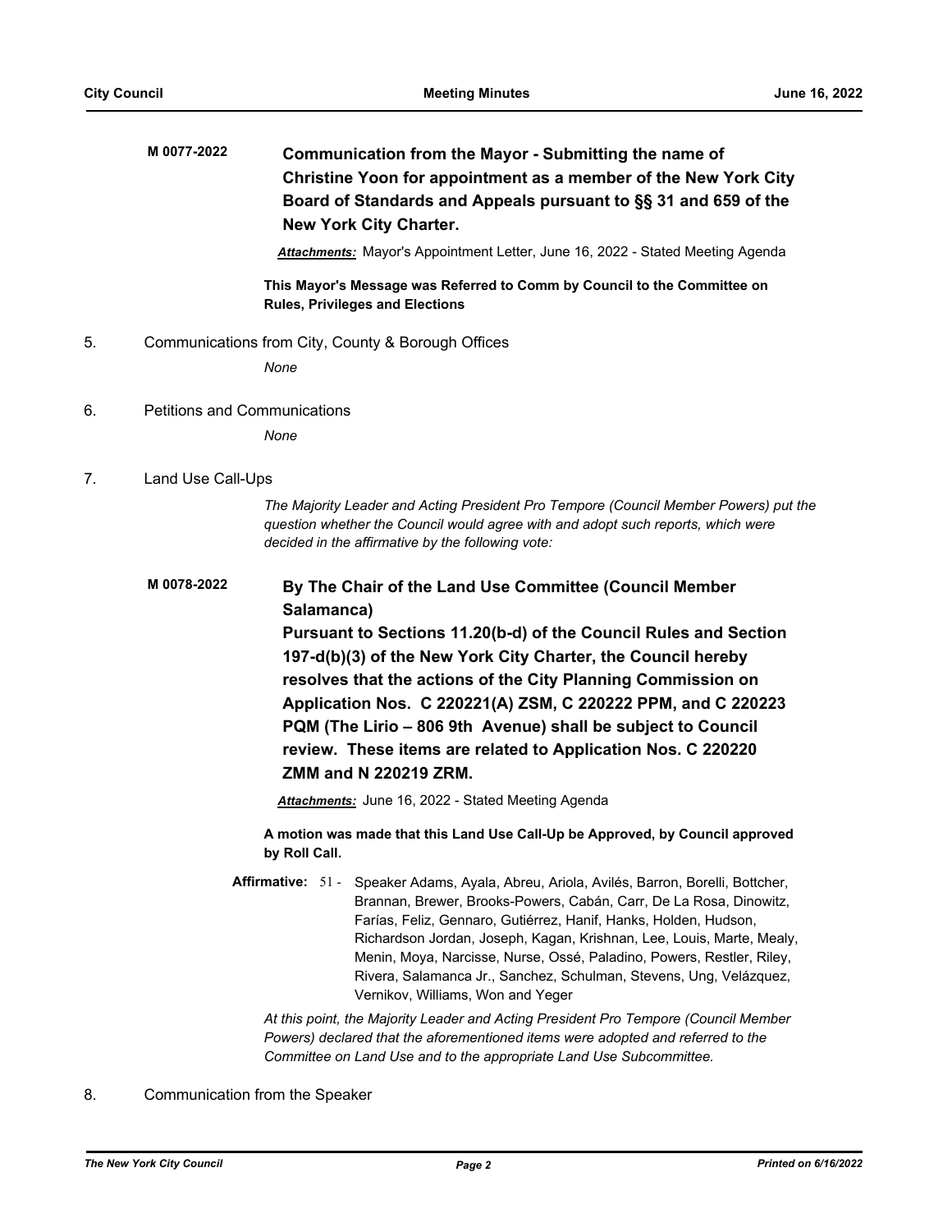**M 0077-2022** **Communication from the Mayor - Submitting the name of Christine Yoon for appointment as a member of the New York City Board of Standards and Appeals pursuant to §§ 31 and 659 of the New York City Charter.**

***Attachments:*** Mayor's Appointment Letter, June 16, 2022 - Stated Meeting Agenda

**This Mayor's Message was Referred to Comm by Council to the Committee on Rules, Privileges and Elections**

5. Communications from City, County & Borough Offices

*None*

6. Petitions and Communications

*None*

7. Land Use Call-Ups

*The Majority Leader and Acting President Pro Tempore (Council Member Powers) put the question whether the Council would agree with and adopt such reports, which were decided in the affirmative by the following vote:*

**M 0078-2022** **By The Chair of the Land Use Committee (Council Member Salamanca)**
**Pursuant to Sections 11.20(b-d) of the Council Rules and Section 197-d(b)(3) of the New York City Charter, the Council hereby resolves that the actions of the City Planning Commission on Application Nos. C 220221(A) ZSM, C 220222 PPM, and C 220223 PQM (The Lirio – 806 9th Avenue) shall be subject to Council review. These items are related to Application Nos. C 220220 ZMM and N 220219 ZRM.**

***Attachments:*** June 16, 2022 - Stated Meeting Agenda

**A motion was made that this Land Use Call-Up be Approved, by Council approved by Roll Call.**

**Affirmative:** 51 - Speaker Adams, Ayala, Abreu, Ariola, Avilés, Barron, Borelli, Bottcher, Brannan, Brewer, Brooks-Powers, Cabán, Carr, De La Rosa, Dinowitz, Farías, Feliz, Gennaro, Gutiérrez, Hanif, Hanks, Holden, Hudson, Richardson Jordan, Joseph, Kagan, Krishnan, Lee, Louis, Marte, Mealy, Menin, Moya, Narcisse, Nurse, Ossé, Paladino, Powers, Restler, Riley, Rivera, Salamanca Jr., Sanchez, Schulman, Stevens, Ung, Velázquez, Vernikov, Williams, Won and Yeger

*At this point, the Majority Leader and Acting President Pro Tempore (Council Member Powers) declared that the aforementioned items were adopted and referred to the Committee on Land Use and to the appropriate Land Use Subcommittee.*

8. Communication from the Speaker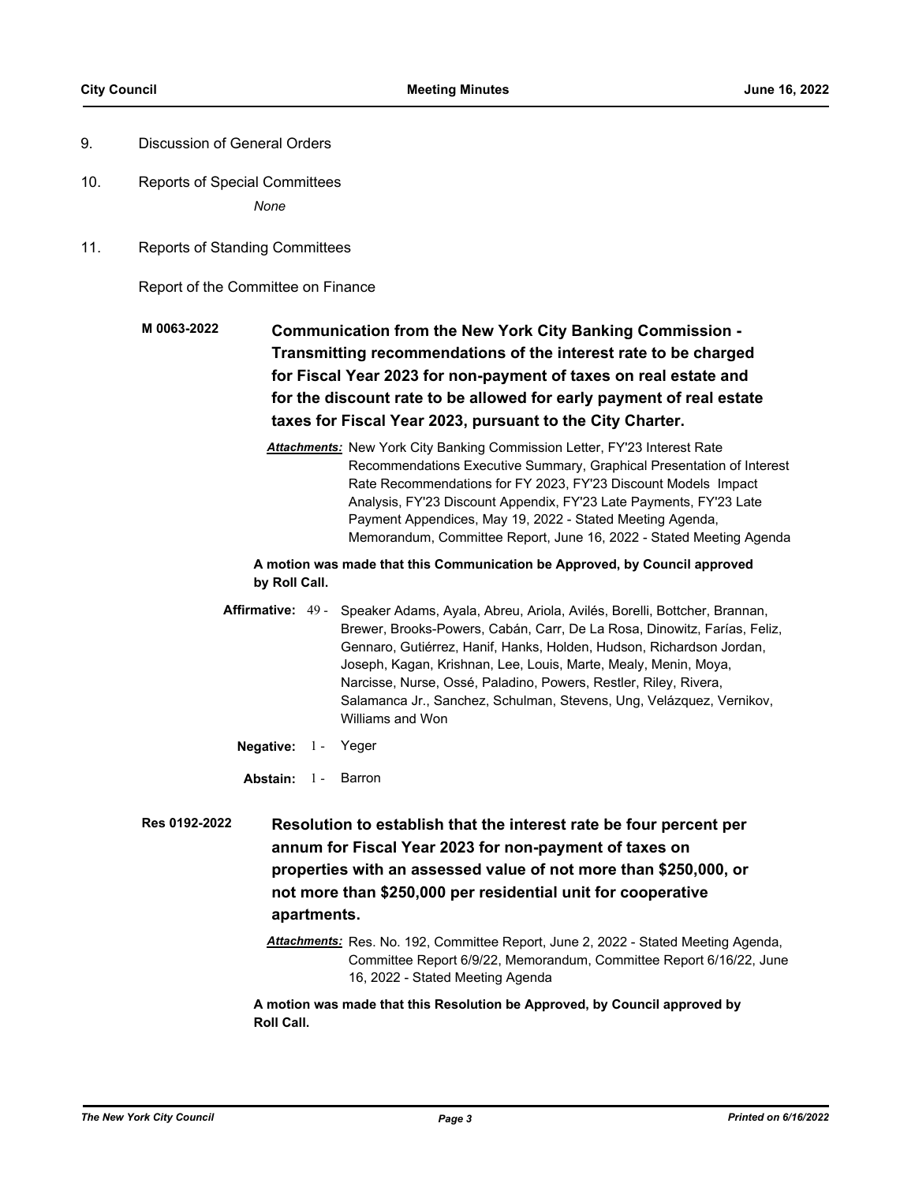9. Discussion of General Orders

10. Reports of Special Committees

    *None*

11. Reports of Standing Committees

Report of the Committee on Finance

**M 0063-2022** **Communication from the New York City Banking Commission - Transmitting recommendations of the interest rate to be charged for Fiscal Year 2023 for non-payment of taxes on real estate and for the discount rate to be allowed for early payment of real estate taxes for Fiscal Year 2023, pursuant to the City Charter.**

***Attachments:*** New York City Banking Commission Letter, FY'23 Interest Rate Recommendations Executive Summary, Graphical Presentation of Interest Rate Recommendations for FY 2023, FY'23 Discount Models Impact Analysis, FY'23 Discount Appendix, FY'23 Late Payments, FY'23 Late Payment Appendices, May 19, 2022 - Stated Meeting Agenda, Memorandum, Committee Report, June 16, 2022 - Stated Meeting Agenda

**A motion was made that this Communication be Approved, by Council approved by Roll Call.**

**Affirmative:** 49 - Speaker Adams, Ayala, Abreu, Ariola, Avilés, Borelli, Bottcher, Brannan, Brewer, Brooks-Powers, Cabán, Carr, De La Rosa, Dinowitz, Farías, Feliz, Gennaro, Gutiérrez, Hanif, Hanks, Holden, Hudson, Richardson Jordan, Joseph, Kagan, Krishnan, Lee, Louis, Marte, Mealy, Menin, Moya, Narcisse, Nurse, Ossé, Paladino, Powers, Restler, Riley, Rivera, Salamanca Jr., Sanchez, Schulman, Stevens, Ung, Velázquez, Vernikov, Williams and Won

**Negative:** 1 - Yeger

**Abstain:** 1 - Barron

**Res 0192-2022** **Resolution to establish that the interest rate be four percent per annum for Fiscal Year 2023 for non-payment of taxes on properties with an assessed value of not more than $250,000, or not more than $250,000 per residential unit for cooperative apartments.**

***Attachments:*** Res. No. 192, Committee Report, June 2, 2022 - Stated Meeting Agenda, Committee Report 6/9/22, Memorandum, Committee Report 6/16/22, June 16, 2022 - Stated Meeting Agenda

**A motion was made that this Resolution be Approved, by Council approved by Roll Call.**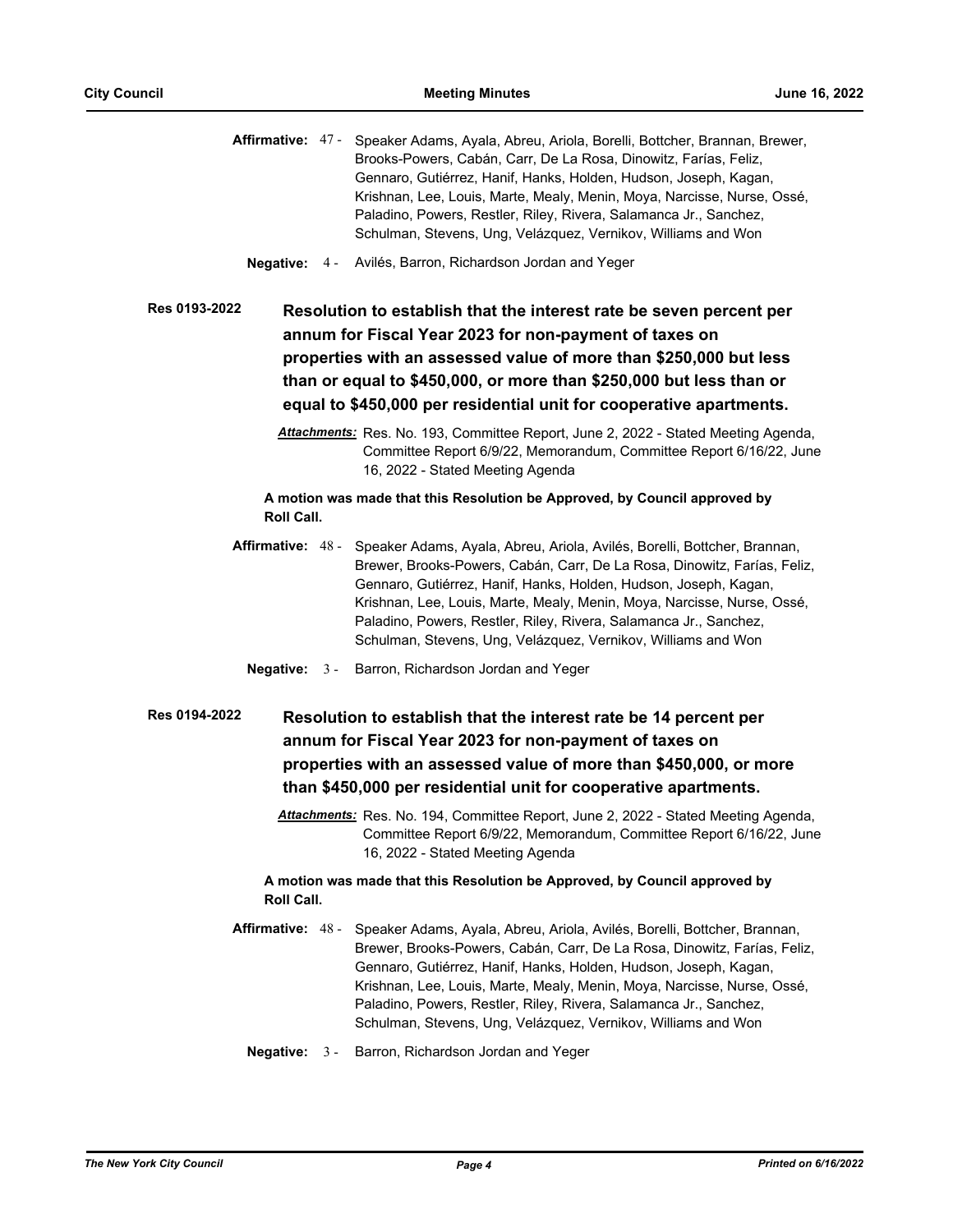**Affirmative:** 47 - Speaker Adams, Ayala, Abreu, Ariola, Borelli, Bottcher, Brannan, Brewer, Brooks-Powers, Cabán, Carr, De La Rosa, Dinowitz, Farías, Feliz, Gennaro, Gutiérrez, Hanif, Hanks, Holden, Hudson, Joseph, Kagan, Krishnan, Lee, Louis, Marte, Mealy, Menin, Moya, Narcisse, Nurse, Ossé, Paladino, Powers, Restler, Riley, Rivera, Salamanca Jr., Sanchez, Schulman, Stevens, Ung, Velázquez, Vernikov, Williams and Won

**Negative:** 4 - Avilés, Barron, Richardson Jordan and Yeger

**Res 0193-2022** **Resolution to establish that the interest rate be seven percent per annum for Fiscal Year 2023 for non-payment of taxes on properties with an assessed value of more than $250,000 but less than or equal to $450,000, or more than $250,000 but less than or equal to $450,000 per residential unit for cooperative apartments.**

***Attachments:*** Res. No. 193, Committee Report, June 2, 2022 - Stated Meeting Agenda, Committee Report 6/9/22, Memorandum, Committee Report 6/16/22, June 16, 2022 - Stated Meeting Agenda

**A motion was made that this Resolution be Approved, by Council approved by Roll Call.**

**Affirmative:** 48 - Speaker Adams, Ayala, Abreu, Ariola, Avilés, Borelli, Bottcher, Brannan, Brewer, Brooks-Powers, Cabán, Carr, De La Rosa, Dinowitz, Farías, Feliz, Gennaro, Gutiérrez, Hanif, Hanks, Holden, Hudson, Joseph, Kagan, Krishnan, Lee, Louis, Marte, Mealy, Menin, Moya, Narcisse, Nurse, Ossé, Paladino, Powers, Restler, Riley, Rivera, Salamanca Jr., Sanchez, Schulman, Stevens, Ung, Velázquez, Vernikov, Williams and Won

**Negative:** 3 - Barron, Richardson Jordan and Yeger

**Res 0194-2022** **Resolution to establish that the interest rate be 14 percent per annum for Fiscal Year 2023 for non-payment of taxes on properties with an assessed value of more than $450,000, or more than $450,000 per residential unit for cooperative apartments.**

***Attachments:*** Res. No. 194, Committee Report, June 2, 2022 - Stated Meeting Agenda, Committee Report 6/9/22, Memorandum, Committee Report 6/16/22, June 16, 2022 - Stated Meeting Agenda

**A motion was made that this Resolution be Approved, by Council approved by Roll Call.**

**Affirmative:** 48 - Speaker Adams, Ayala, Abreu, Ariola, Avilés, Borelli, Bottcher, Brannan, Brewer, Brooks-Powers, Cabán, Carr, De La Rosa, Dinowitz, Farías, Feliz, Gennaro, Gutiérrez, Hanif, Hanks, Holden, Hudson, Joseph, Kagan, Krishnan, Lee, Louis, Marte, Mealy, Menin, Moya, Narcisse, Nurse, Ossé, Paladino, Powers, Restler, Riley, Rivera, Salamanca Jr., Sanchez, Schulman, Stevens, Ung, Velázquez, Vernikov, Williams and Won

**Negative:** 3 - Barron, Richardson Jordan and Yeger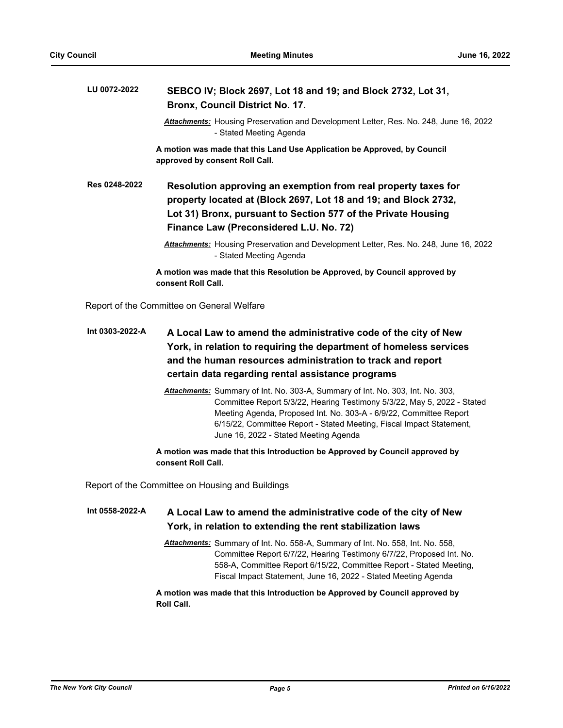**LU 0072-2022** **SEBCO IV; Block 2697, Lot 18 and 19; and Block 2732, Lot 31, Bronx, Council District No. 17.**

***Attachments:*** Housing Preservation and Development Letter, Res. No. 248, June 16, 2022 - Stated Meeting Agenda

**A motion was made that this Land Use Application be Approved, by Council approved by consent Roll Call.**

**Res 0248-2022** **Resolution approving an exemption from real property taxes for property located at (Block 2697, Lot 18 and 19; and Block 2732, Lot 31) Bronx, pursuant to Section 577 of the Private Housing Finance Law (Preconsidered L.U. No. 72)**

***Attachments:*** Housing Preservation and Development Letter, Res. No. 248, June 16, 2022 - Stated Meeting Agenda

**A motion was made that this Resolution be Approved, by Council approved by consent Roll Call.**

Report of the Committee on General Welfare

**Int 0303-2022-A** **A Local Law to amend the administrative code of the city of New York, in relation to requiring the department of homeless services and the human resources administration to track and report certain data regarding rental assistance programs**

***Attachments:*** Summary of Int. No. 303-A, Summary of Int. No. 303, Int. No. 303, Committee Report 5/3/22, Hearing Testimony 5/3/22, May 5, 2022 - Stated Meeting Agenda, Proposed Int. No. 303-A - 6/9/22, Committee Report 6/15/22, Committee Report - Stated Meeting, Fiscal Impact Statement, June 16, 2022 - Stated Meeting Agenda

**A motion was made that this Introduction be Approved by Council approved by consent Roll Call.**

Report of the Committee on Housing and Buildings

**Int 0558-2022-A** **A Local Law to amend the administrative code of the city of New York, in relation to extending the rent stabilization laws**

***Attachments:*** Summary of Int. No. 558-A, Summary of Int. No. 558, Int. No. 558, Committee Report 6/7/22, Hearing Testimony 6/7/22, Proposed Int. No. 558-A, Committee Report 6/15/22, Committee Report - Stated Meeting, Fiscal Impact Statement, June 16, 2022 - Stated Meeting Agenda

**A motion was made that this Introduction be Approved by Council approved by Roll Call.**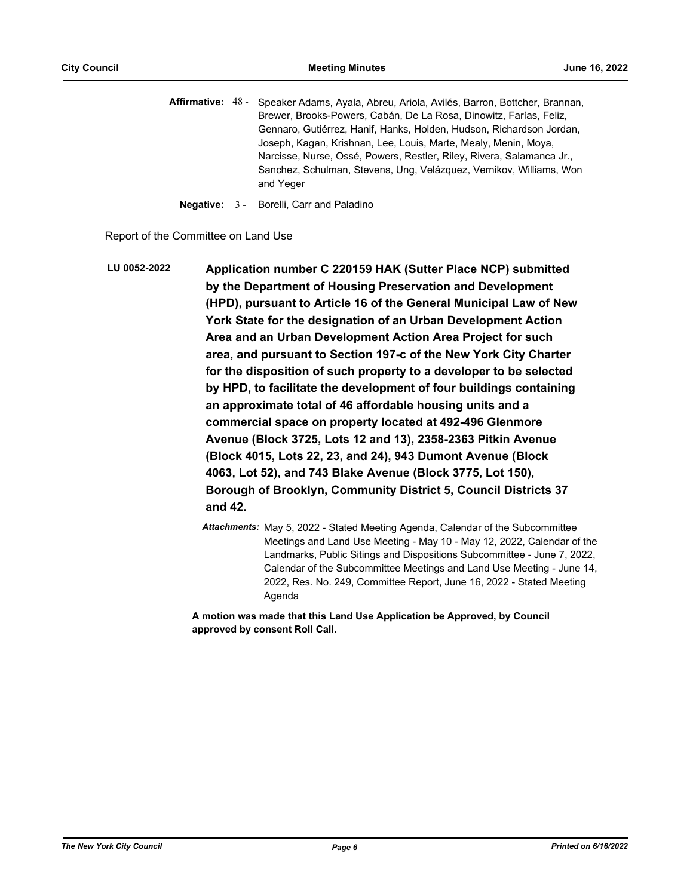**Affirmative:** 48 - Speaker Adams, Ayala, Abreu, Ariola, Avilés, Barron, Bottcher, Brannan, Brewer, Brooks-Powers, Cabán, De La Rosa, Dinowitz, Farías, Feliz, Gennaro, Gutiérrez, Hanif, Hanks, Holden, Hudson, Richardson Jordan, Joseph, Kagan, Krishnan, Lee, Louis, Marte, Mealy, Menin, Moya, Narcisse, Nurse, Ossé, Powers, Restler, Riley, Rivera, Salamanca Jr., Sanchez, Schulman, Stevens, Ung, Velázquez, Vernikov, Williams, Won and Yeger

**Negative:** 3 - Borelli, Carr and Paladino

Report of the Committee on Land Use

**LU 0052-2022** **Application number C 220159 HAK (Sutter Place NCP) submitted by the Department of Housing Preservation and Development (HPD), pursuant to Article 16 of the General Municipal Law of New York State for the designation of an Urban Development Action Area and an Urban Development Action Area Project for such area, and pursuant to Section 197-c of the New York City Charter for the disposition of such property to a developer to be selected by HPD, to facilitate the development of four buildings containing an approximate total of 46 affordable housing units and a commercial space on property located at 492-496 Glenmore Avenue (Block 3725, Lots 12 and 13), 2358-2363 Pitkin Avenue (Block 4015, Lots 22, 23, and 24), 943 Dumont Avenue (Block 4063, Lot 52), and 743 Blake Avenue (Block 3775, Lot 150), Borough of Brooklyn, Community District 5, Council Districts 37 and 42.**

***Attachments:*** May 5, 2022 - Stated Meeting Agenda, Calendar of the Subcommittee Meetings and Land Use Meeting - May 10 - May 12, 2022, Calendar of the Landmarks, Public Sitings and Dispositions Subcommittee - June 7, 2022, Calendar of the Subcommittee Meetings and Land Use Meeting - June 14, 2022, Res. No. 249, Committee Report, June 16, 2022 - Stated Meeting Agenda

**A motion was made that this Land Use Application be Approved, by Council approved by consent Roll Call.**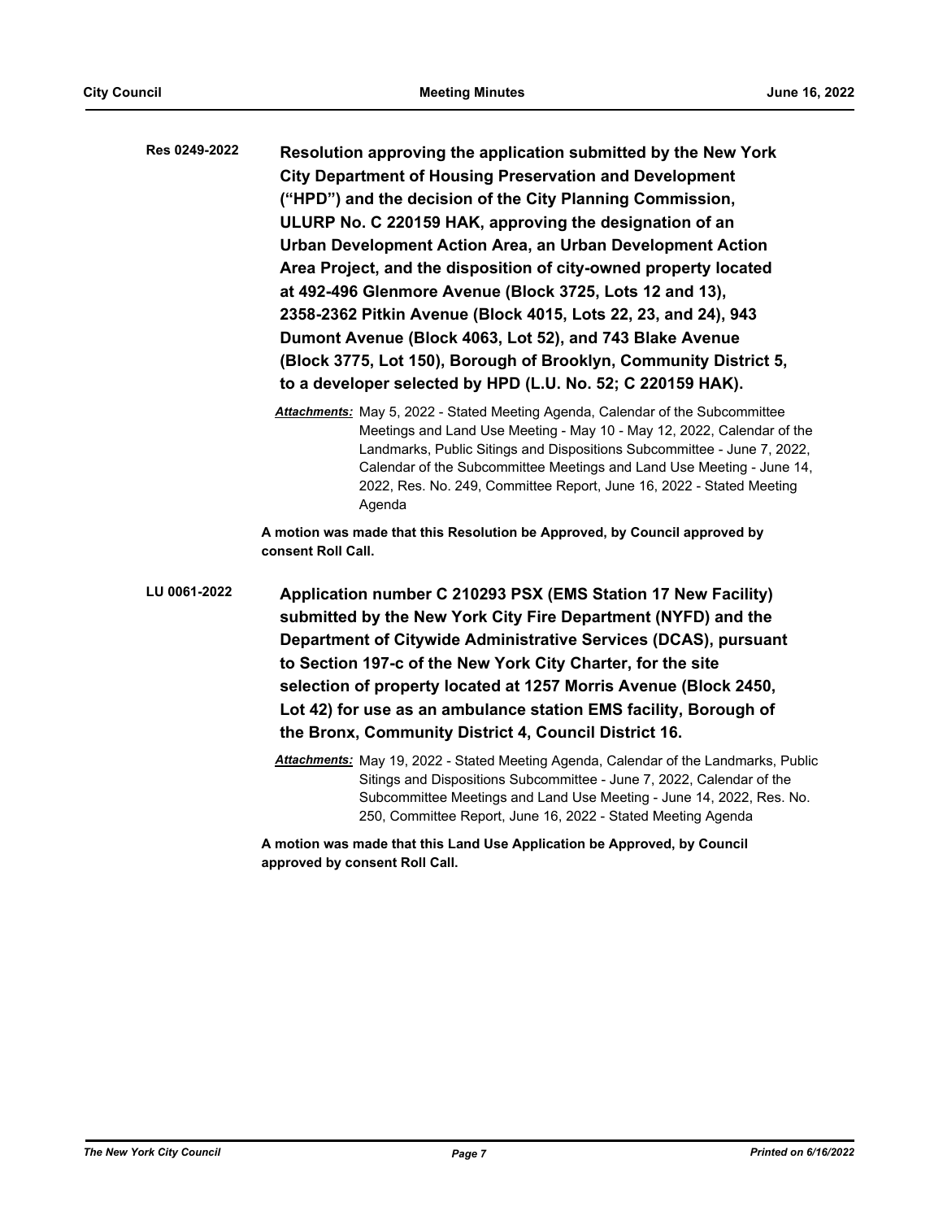**Res 0249-2022** **Resolution approving the application submitted by the New York City Department of Housing Preservation and Development ("HPD") and the decision of the City Planning Commission, ULURP No. C 220159 HAK, approving the designation of an Urban Development Action Area, an Urban Development Action Area Project, and the disposition of city-owned property located at 492-496 Glenmore Avenue (Block 3725, Lots 12 and 13), 2358-2362 Pitkin Avenue (Block 4015, Lots 22, 23, and 24), 943 Dumont Avenue (Block 4063, Lot 52), and 743 Blake Avenue (Block 3775, Lot 150), Borough of Brooklyn, Community District 5, to a developer selected by HPD (L.U. No. 52; C 220159 HAK).**

***Attachments:*** May 5, 2022 - Stated Meeting Agenda, Calendar of the Subcommittee Meetings and Land Use Meeting - May 10 - May 12, 2022, Calendar of the Landmarks, Public Sitings and Dispositions Subcommittee - June 7, 2022, Calendar of the Subcommittee Meetings and Land Use Meeting - June 14, 2022, Res. No. 249, Committee Report, June 16, 2022 - Stated Meeting Agenda

**A motion was made that this Resolution be Approved, by Council approved by consent Roll Call.**

**LU 0061-2022** **Application number C 210293 PSX (EMS Station 17 New Facility) submitted by the New York City Fire Department (NYFD) and the Department of Citywide Administrative Services (DCAS), pursuant to Section 197-c of the New York City Charter, for the site selection of property located at 1257 Morris Avenue (Block 2450, Lot 42) for use as an ambulance station EMS facility, Borough of the Bronx, Community District 4, Council District 16.**

***Attachments:*** May 19, 2022 - Stated Meeting Agenda, Calendar of the Landmarks, Public Sitings and Dispositions Subcommittee - June 7, 2022, Calendar of the Subcommittee Meetings and Land Use Meeting - June 14, 2022, Res. No. 250, Committee Report, June 16, 2022 - Stated Meeting Agenda

**A motion was made that this Land Use Application be Approved, by Council approved by consent Roll Call.**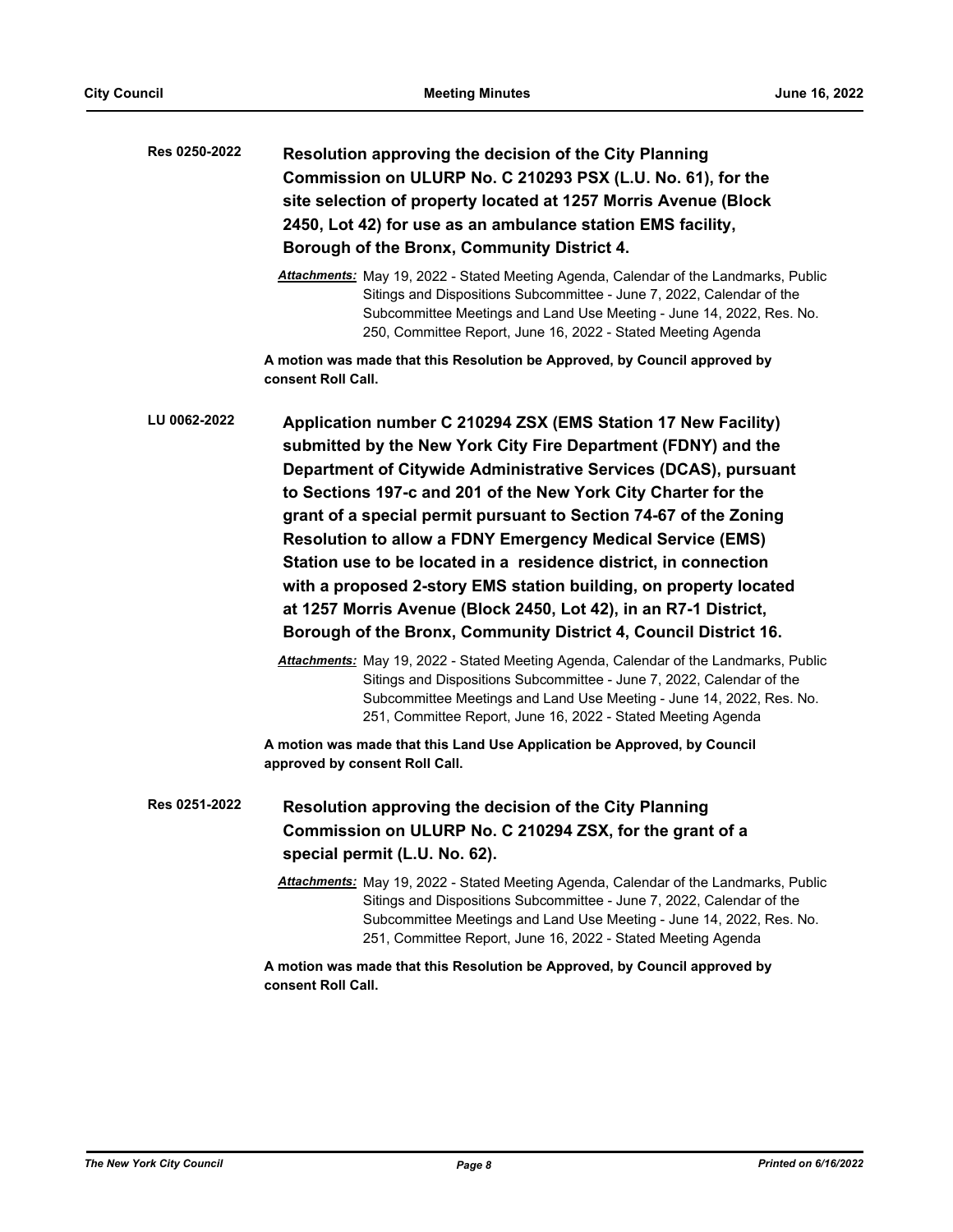**Res 0250-2022** **Resolution approving the decision of the City Planning Commission on ULURP No. C 210293 PSX (L.U. No. 61), for the site selection of property located at 1257 Morris Avenue (Block 2450, Lot 42) for use as an ambulance station EMS facility, Borough of the Bronx, Community District 4.**

*Attachments:* May 19, 2022 - Stated Meeting Agenda, Calendar of the Landmarks, Public Sitings and Dispositions Subcommittee - June 7, 2022, Calendar of the Subcommittee Meetings and Land Use Meeting - June 14, 2022, Res. No. 250, Committee Report, June 16, 2022 - Stated Meeting Agenda

**A motion was made that this Resolution be Approved, by Council approved by consent Roll Call.**

**LU 0062-2022** **Application number C 210294 ZSX (EMS Station 17 New Facility) submitted by the New York City Fire Department (FDNY) and the Department of Citywide Administrative Services (DCAS), pursuant to Sections 197-c and 201 of the New York City Charter for the grant of a special permit pursuant to Section 74-67 of the Zoning Resolution to allow a FDNY Emergency Medical Service (EMS) Station use to be located in a residence district, in connection with a proposed 2-story EMS station building, on property located at 1257 Morris Avenue (Block 2450, Lot 42), in an R7-1 District, Borough of the Bronx, Community District 4, Council District 16.**

*Attachments:* May 19, 2022 - Stated Meeting Agenda, Calendar of the Landmarks, Public Sitings and Dispositions Subcommittee - June 7, 2022, Calendar of the Subcommittee Meetings and Land Use Meeting - June 14, 2022, Res. No. 251, Committee Report, June 16, 2022 - Stated Meeting Agenda

**A motion was made that this Land Use Application be Approved, by Council approved by consent Roll Call.**

**Res 0251-2022** **Resolution approving the decision of the City Planning Commission on ULURP No. C 210294 ZSX, for the grant of a special permit (L.U. No. 62).**

*Attachments:* May 19, 2022 - Stated Meeting Agenda, Calendar of the Landmarks, Public Sitings and Dispositions Subcommittee - June 7, 2022, Calendar of the Subcommittee Meetings and Land Use Meeting - June 14, 2022, Res. No. 251, Committee Report, June 16, 2022 - Stated Meeting Agenda

**A motion was made that this Resolution be Approved, by Council approved by consent Roll Call.**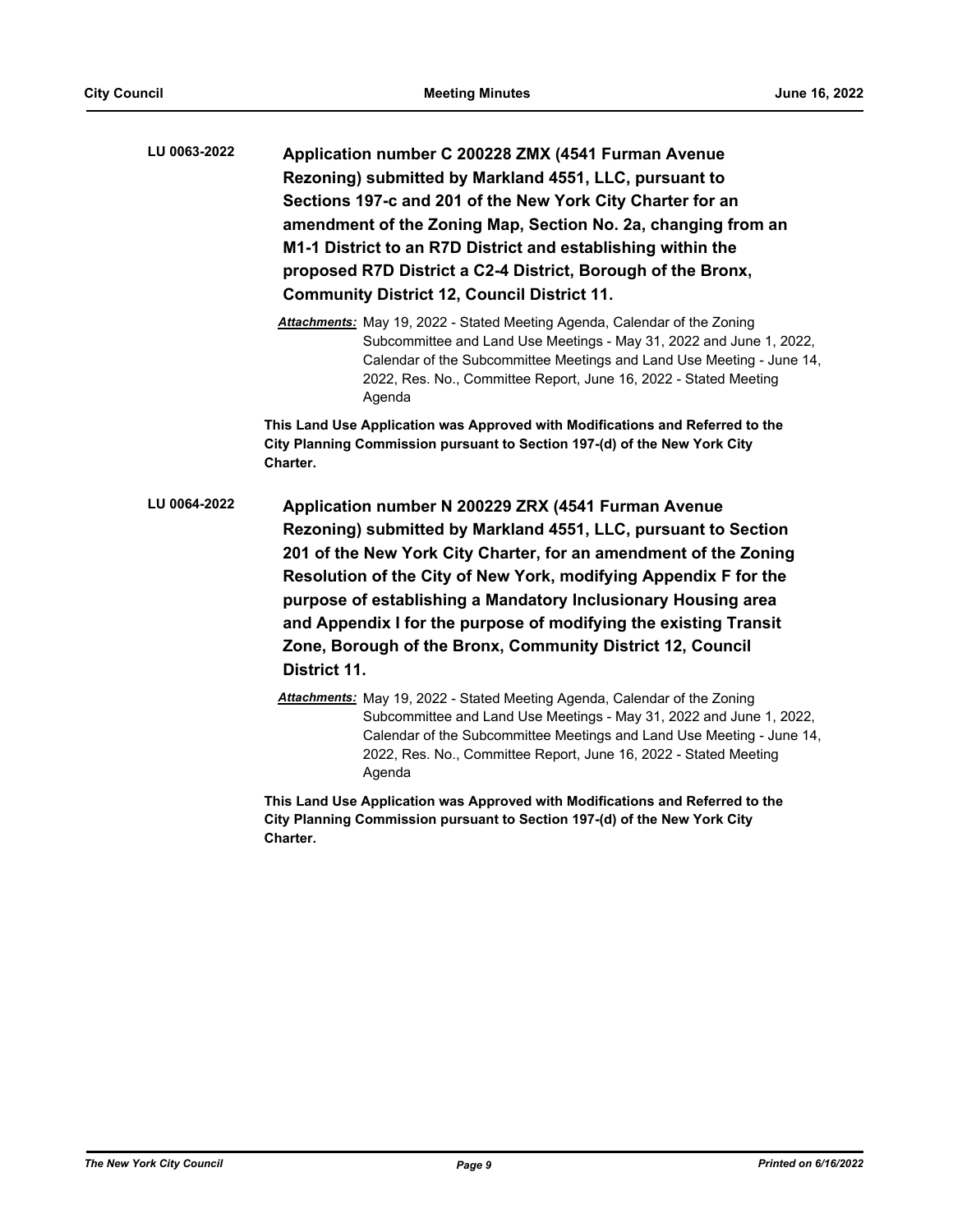**LU 0063-2022** **Application number C 200228 ZMX (4541 Furman Avenue Rezoning) submitted by Markland 4551, LLC, pursuant to Sections 197-c and 201 of the New York City Charter for an amendment of the Zoning Map, Section No. 2a, changing from an M1-1 District to an R7D District and establishing within the proposed R7D District a C2-4 District, Borough of the Bronx, Community District 12, Council District 11.**

*Attachments:* May 19, 2022 - Stated Meeting Agenda, Calendar of the Zoning Subcommittee and Land Use Meetings - May 31, 2022 and June 1, 2022, Calendar of the Subcommittee Meetings and Land Use Meeting - June 14, 2022, Res. No., Committee Report, June 16, 2022 - Stated Meeting Agenda

**This Land Use Application was Approved with Modifications and Referred to the City Planning Commission pursuant to Section 197-(d) of the New York City Charter.**

**LU 0064-2022** **Application number N 200229 ZRX (4541 Furman Avenue Rezoning) submitted by Markland 4551, LLC, pursuant to Section 201 of the New York City Charter, for an amendment of the Zoning Resolution of the City of New York, modifying Appendix F for the purpose of establishing a Mandatory Inclusionary Housing area and Appendix I for the purpose of modifying the existing Transit Zone, Borough of the Bronx, Community District 12, Council District 11.**

*Attachments:* May 19, 2022 - Stated Meeting Agenda, Calendar of the Zoning Subcommittee and Land Use Meetings - May 31, 2022 and June 1, 2022, Calendar of the Subcommittee Meetings and Land Use Meeting - June 14, 2022, Res. No., Committee Report, June 16, 2022 - Stated Meeting Agenda

**This Land Use Application was Approved with Modifications and Referred to the City Planning Commission pursuant to Section 197-(d) of the New York City Charter.**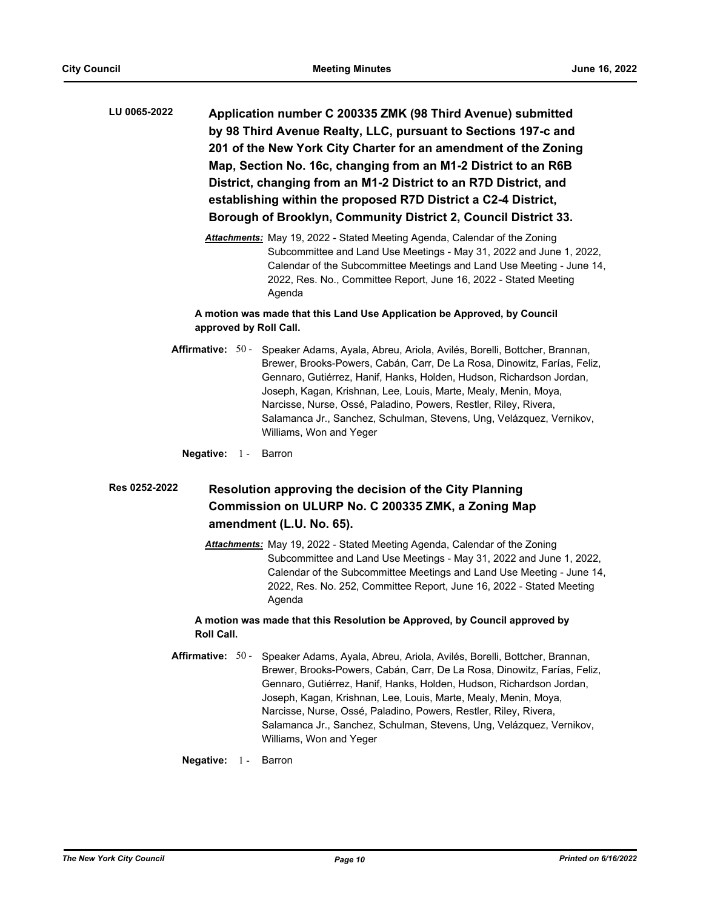**LU 0065-2022** **Application number C 200335 ZMK (98 Third Avenue) submitted by 98 Third Avenue Realty, LLC, pursuant to Sections 197-c and 201 of the New York City Charter for an amendment of the Zoning Map, Section No. 16c, changing from an M1-2 District to an R6B District, changing from an M1-2 District to an R7D District, and establishing within the proposed R7D District a C2-4 District, Borough of Brooklyn, Community District 2, Council District 33.**

***Attachments:*** May 19, 2022 - Stated Meeting Agenda, Calendar of the Zoning Subcommittee and Land Use Meetings - May 31, 2022 and June 1, 2022, Calendar of the Subcommittee Meetings and Land Use Meeting - June 14, 2022, Res. No., Committee Report, June 16, 2022 - Stated Meeting Agenda

**A motion was made that this Land Use Application be Approved, by Council approved by Roll Call.**

**Affirmative:** 50 - Speaker Adams, Ayala, Abreu, Ariola, Avilés, Borelli, Bottcher, Brannan, Brewer, Brooks-Powers, Cabán, Carr, De La Rosa, Dinowitz, Farías, Feliz, Gennaro, Gutiérrez, Hanif, Hanks, Holden, Hudson, Richardson Jordan, Joseph, Kagan, Krishnan, Lee, Louis, Marte, Mealy, Menin, Moya, Narcisse, Nurse, Ossé, Paladino, Powers, Restler, Riley, Rivera, Salamanca Jr., Sanchez, Schulman, Stevens, Ung, Velázquez, Vernikov, Williams, Won and Yeger

**Negative:** 1 - Barron

**Res 0252-2022** **Resolution approving the decision of the City Planning Commission on ULURP No. C 200335 ZMK, a Zoning Map amendment (L.U. No. 65).**

***Attachments:*** May 19, 2022 - Stated Meeting Agenda, Calendar of the Zoning Subcommittee and Land Use Meetings - May 31, 2022 and June 1, 2022, Calendar of the Subcommittee Meetings and Land Use Meeting - June 14, 2022, Res. No. 252, Committee Report, June 16, 2022 - Stated Meeting Agenda

**A motion was made that this Resolution be Approved, by Council approved by Roll Call.**

**Affirmative:** 50 - Speaker Adams, Ayala, Abreu, Ariola, Avilés, Borelli, Bottcher, Brannan, Brewer, Brooks-Powers, Cabán, Carr, De La Rosa, Dinowitz, Farías, Feliz, Gennaro, Gutiérrez, Hanif, Hanks, Holden, Hudson, Richardson Jordan, Joseph, Kagan, Krishnan, Lee, Louis, Marte, Mealy, Menin, Moya, Narcisse, Nurse, Ossé, Paladino, Powers, Restler, Riley, Rivera, Salamanca Jr., Sanchez, Schulman, Stevens, Ung, Velázquez, Vernikov, Williams, Won and Yeger

**Negative:** 1 - Barron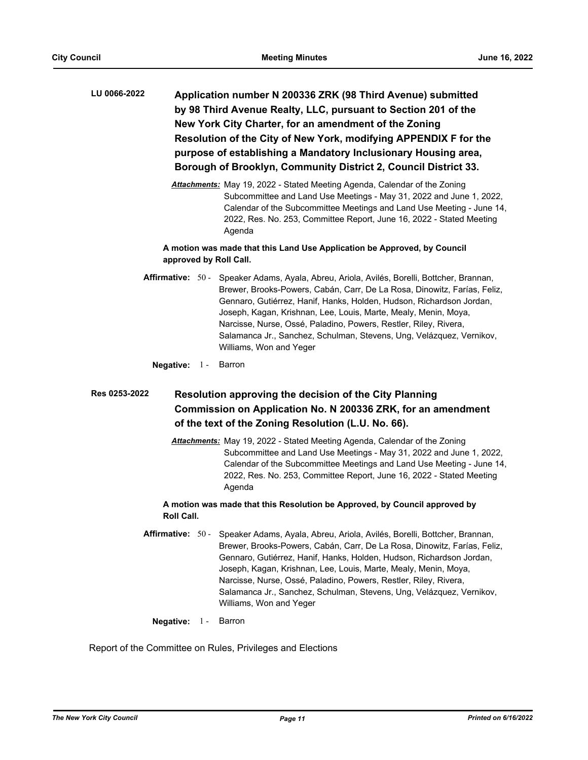**LU 0066-2022** **Application number N 200336 ZRK (98 Third Avenue) submitted by 98 Third Avenue Realty, LLC, pursuant to Section 201 of the New York City Charter, for an amendment of the Zoning Resolution of the City of New York, modifying APPENDIX F for the purpose of establishing a Mandatory Inclusionary Housing area, Borough of Brooklyn, Community District 2, Council District 33.**

*Attachments:* May 19, 2022 - Stated Meeting Agenda, Calendar of the Zoning Subcommittee and Land Use Meetings - May 31, 2022 and June 1, 2022, Calendar of the Subcommittee Meetings and Land Use Meeting - June 14, 2022, Res. No. 253, Committee Report, June 16, 2022 - Stated Meeting Agenda

**A motion was made that this Land Use Application be Approved, by Council approved by Roll Call.**

**Affirmative:** 50 - Speaker Adams, Ayala, Abreu, Ariola, Avilés, Borelli, Bottcher, Brannan, Brewer, Brooks-Powers, Cabán, Carr, De La Rosa, Dinowitz, Farías, Feliz, Gennaro, Gutiérrez, Hanif, Hanks, Holden, Hudson, Richardson Jordan, Joseph, Kagan, Krishnan, Lee, Louis, Marte, Mealy, Menin, Moya, Narcisse, Nurse, Ossé, Paladino, Powers, Restler, Riley, Rivera, Salamanca Jr., Sanchez, Schulman, Stevens, Ung, Velázquez, Vernikov, Williams, Won and Yeger

**Negative:** 1 - Barron

**Res 0253-2022** **Resolution approving the decision of the City Planning Commission on Application No. N 200336 ZRK, for an amendment of the text of the Zoning Resolution (L.U. No. 66).**

*Attachments:* May 19, 2022 - Stated Meeting Agenda, Calendar of the Zoning Subcommittee and Land Use Meetings - May 31, 2022 and June 1, 2022, Calendar of the Subcommittee Meetings and Land Use Meeting - June 14, 2022, Res. No. 253, Committee Report, June 16, 2022 - Stated Meeting Agenda

**A motion was made that this Resolution be Approved, by Council approved by Roll Call.**

**Affirmative:** 50 - Speaker Adams, Ayala, Abreu, Ariola, Avilés, Borelli, Bottcher, Brannan, Brewer, Brooks-Powers, Cabán, Carr, De La Rosa, Dinowitz, Farías, Feliz, Gennaro, Gutiérrez, Hanif, Hanks, Holden, Hudson, Richardson Jordan, Joseph, Kagan, Krishnan, Lee, Louis, Marte, Mealy, Menin, Moya, Narcisse, Nurse, Ossé, Paladino, Powers, Restler, Riley, Rivera, Salamanca Jr., Sanchez, Schulman, Stevens, Ung, Velázquez, Vernikov, Williams, Won and Yeger

**Negative:** 1 - Barron

Report of the Committee on Rules, Privileges and Elections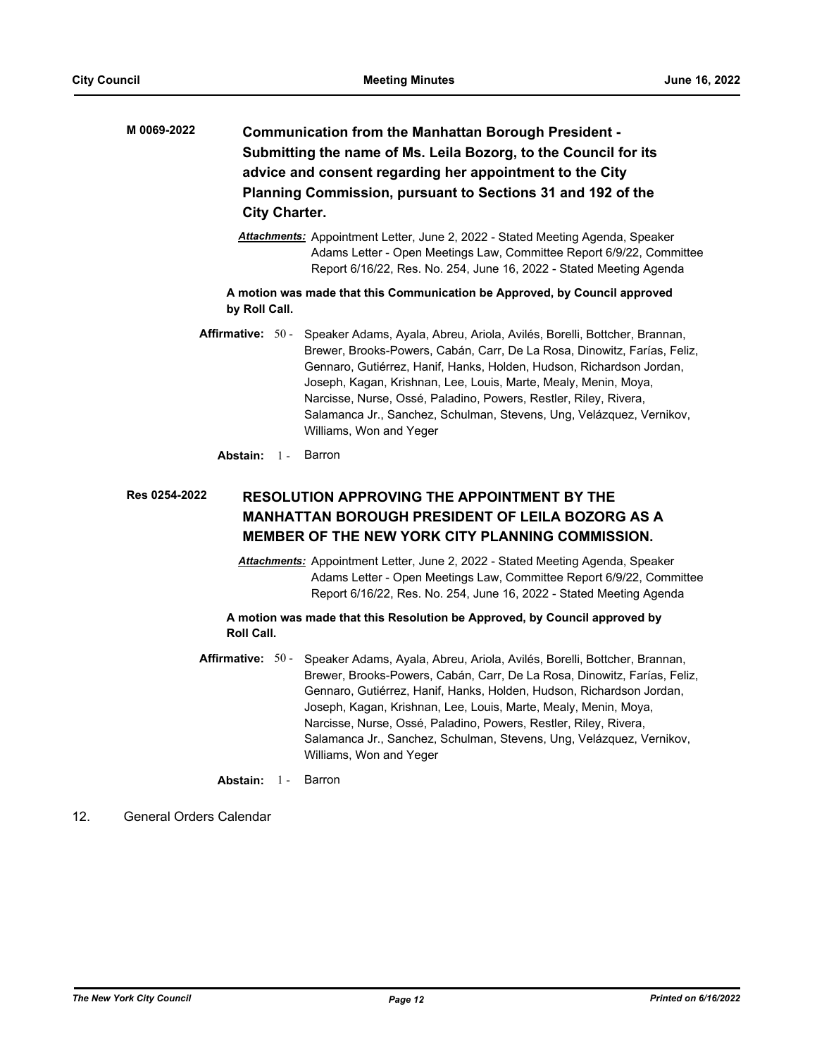**M 0069-2022** **Communication from the Manhattan Borough President - Submitting the name of Ms. Leila Bozorg, to the Council for its advice and consent regarding her appointment to the City Planning Commission, pursuant to Sections 31 and 192 of the City Charter.**

***Attachments:*** Appointment Letter, June 2, 2022 - Stated Meeting Agenda, Speaker Adams Letter - Open Meetings Law, Committee Report 6/9/22, Committee Report 6/16/22, Res. No. 254, June 16, 2022 - Stated Meeting Agenda

**A motion was made that this Communication be Approved, by Council approved by Roll Call.**

**Affirmative:** 50 - Speaker Adams, Ayala, Abreu, Ariola, Avilés, Borelli, Bottcher, Brannan, Brewer, Brooks-Powers, Cabán, Carr, De La Rosa, Dinowitz, Farías, Feliz, Gennaro, Gutiérrez, Hanif, Hanks, Holden, Hudson, Richardson Jordan, Joseph, Kagan, Krishnan, Lee, Louis, Marte, Mealy, Menin, Moya, Narcisse, Nurse, Ossé, Paladino, Powers, Restler, Riley, Rivera, Salamanca Jr., Sanchez, Schulman, Stevens, Ung, Velázquez, Vernikov, Williams, Won and Yeger

**Abstain:** 1 - Barron

**Res 0254-2022** **RESOLUTION APPROVING THE APPOINTMENT BY THE MANHATTAN BOROUGH PRESIDENT OF LEILA BOZORG AS A MEMBER OF THE NEW YORK CITY PLANNING COMMISSION.**

***Attachments:*** Appointment Letter, June 2, 2022 - Stated Meeting Agenda, Speaker Adams Letter - Open Meetings Law, Committee Report 6/9/22, Committee Report 6/16/22, Res. No. 254, June 16, 2022 - Stated Meeting Agenda

**A motion was made that this Resolution be Approved, by Council approved by Roll Call.**

**Affirmative:** 50 - Speaker Adams, Ayala, Abreu, Ariola, Avilés, Borelli, Bottcher, Brannan, Brewer, Brooks-Powers, Cabán, Carr, De La Rosa, Dinowitz, Farías, Feliz, Gennaro, Gutiérrez, Hanif, Hanks, Holden, Hudson, Richardson Jordan, Joseph, Kagan, Krishnan, Lee, Louis, Marte, Mealy, Menin, Moya, Narcisse, Nurse, Ossé, Paladino, Powers, Restler, Riley, Rivera, Salamanca Jr., Sanchez, Schulman, Stevens, Ung, Velázquez, Vernikov, Williams, Won and Yeger

**Abstain:** 1 - Barron

12. General Orders Calendar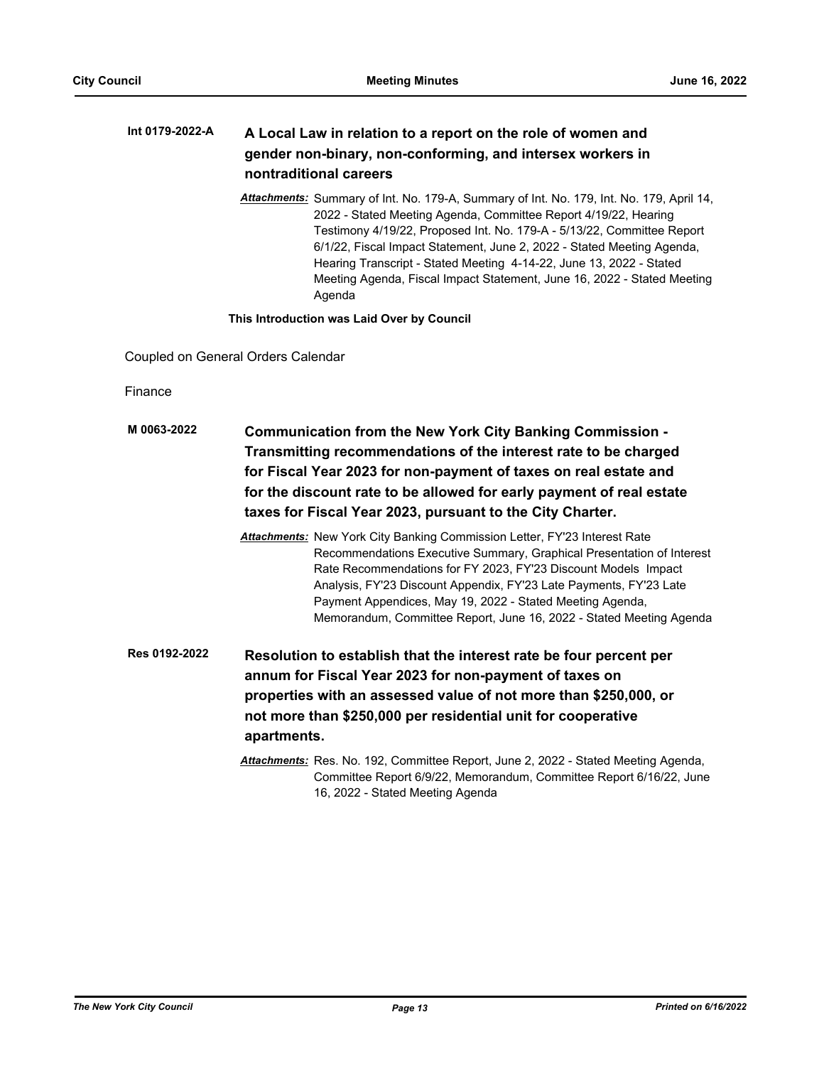**Int 0179-2022-A** **A Local Law in relation to a report on the role of women and gender non-binary, non-conforming, and intersex workers in nontraditional careers**

***Attachments:*** Summary of Int. No. 179-A, Summary of Int. No. 179, Int. No. 179, April 14, 2022 - Stated Meeting Agenda, Committee Report 4/19/22, Hearing Testimony 4/19/22, Proposed Int. No. 179-A - 5/13/22, Committee Report 6/1/22, Fiscal Impact Statement, June 2, 2022 - Stated Meeting Agenda, Hearing Transcript - Stated Meeting 4-14-22, June 13, 2022 - Stated Meeting Agenda, Fiscal Impact Statement, June 16, 2022 - Stated Meeting Agenda

**This Introduction was Laid Over by Council**

Coupled on General Orders Calendar

Finance

**M 0063-2022** **Communication from the New York City Banking Commission - Transmitting recommendations of the interest rate to be charged for Fiscal Year 2023 for non-payment of taxes on real estate and for the discount rate to be allowed for early payment of real estate taxes for Fiscal Year 2023, pursuant to the City Charter.**

***Attachments:*** New York City Banking Commission Letter, FY'23 Interest Rate Recommendations Executive Summary, Graphical Presentation of Interest Rate Recommendations for FY 2023, FY'23 Discount Models Impact Analysis, FY'23 Discount Appendix, FY'23 Late Payments, FY'23 Late Payment Appendices, May 19, 2022 - Stated Meeting Agenda, Memorandum, Committee Report, June 16, 2022 - Stated Meeting Agenda

**Res 0192-2022** **Resolution to establish that the interest rate be four percent per annum for Fiscal Year 2023 for non-payment of taxes on properties with an assessed value of not more than $250,000, or not more than $250,000 per residential unit for cooperative apartments.**

***Attachments:*** Res. No. 192, Committee Report, June 2, 2022 - Stated Meeting Agenda, Committee Report 6/9/22, Memorandum, Committee Report 6/16/22, June 16, 2022 - Stated Meeting Agenda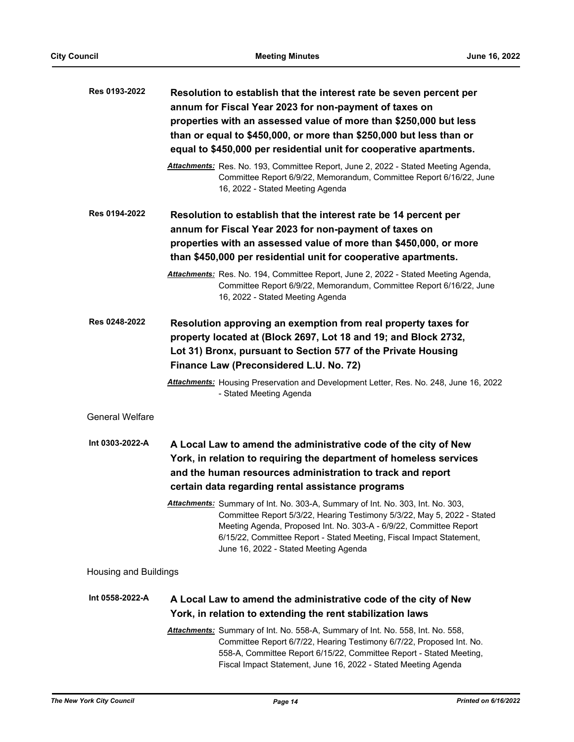**Res 0193-2022** **Resolution to establish that the interest rate be seven percent per annum for Fiscal Year 2023 for non-payment of taxes on properties with an assessed value of more than $250,000 but less than or equal to $450,000, or more than $250,000 but less than or equal to $450,000 per residential unit for cooperative apartments.**

*Attachments:* Res. No. 193, Committee Report, June 2, 2022 - Stated Meeting Agenda, Committee Report 6/9/22, Memorandum, Committee Report 6/16/22, June 16, 2022 - Stated Meeting Agenda

**Res 0194-2022** **Resolution to establish that the interest rate be 14 percent per annum for Fiscal Year 2023 for non-payment of taxes on properties with an assessed value of more than $450,000, or more than $450,000 per residential unit for cooperative apartments.**

*Attachments:* Res. No. 194, Committee Report, June 2, 2022 - Stated Meeting Agenda, Committee Report 6/9/22, Memorandum, Committee Report 6/16/22, June 16, 2022 - Stated Meeting Agenda

**Res 0248-2022** **Resolution approving an exemption from real property taxes for property located at (Block 2697, Lot 18 and 19; and Block 2732, Lot 31) Bronx, pursuant to Section 577 of the Private Housing Finance Law (Preconsidered L.U. No. 72)**

*Attachments:* Housing Preservation and Development Letter, Res. No. 248, June 16, 2022 - Stated Meeting Agenda

General Welfare

**Int 0303-2022-A** **A Local Law to amend the administrative code of the city of New York, in relation to requiring the department of homeless services and the human resources administration to track and report certain data regarding rental assistance programs**

*Attachments:* Summary of Int. No. 303-A, Summary of Int. No. 303, Int. No. 303, Committee Report 5/3/22, Hearing Testimony 5/3/22, May 5, 2022 - Stated Meeting Agenda, Proposed Int. No. 303-A - 6/9/22, Committee Report 6/15/22, Committee Report - Stated Meeting, Fiscal Impact Statement, June 16, 2022 - Stated Meeting Agenda

Housing and Buildings

**Int 0558-2022-A** **A Local Law to amend the administrative code of the city of New York, in relation to extending the rent stabilization laws**

*Attachments:* Summary of Int. No. 558-A, Summary of Int. No. 558, Int. No. 558, Committee Report 6/7/22, Hearing Testimony 6/7/22, Proposed Int. No. 558-A, Committee Report 6/15/22, Committee Report - Stated Meeting, Fiscal Impact Statement, June 16, 2022 - Stated Meeting Agenda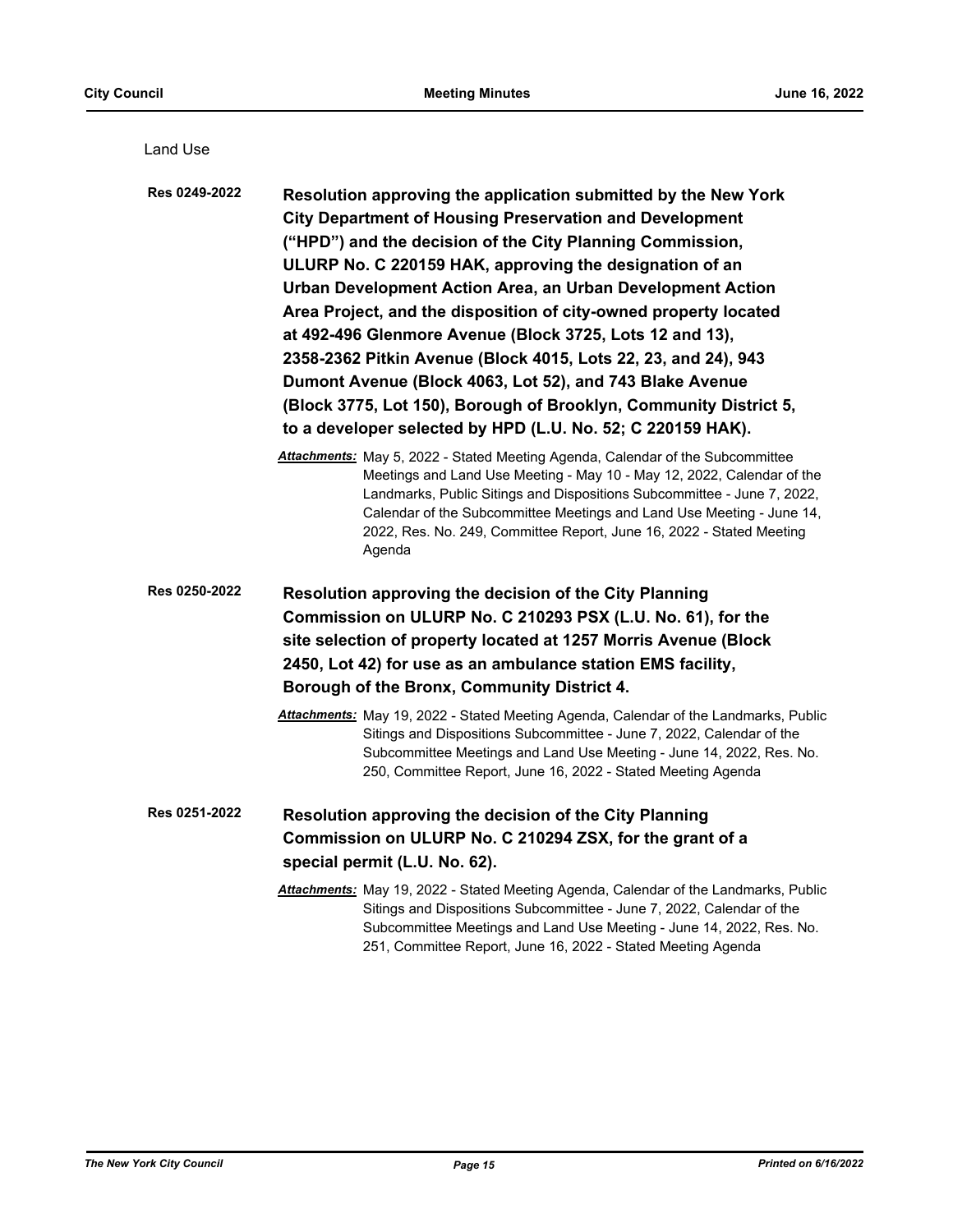Land Use

**Res 0249-2022** **Resolution approving the application submitted by the New York City Department of Housing Preservation and Development ("HPD") and the decision of the City Planning Commission, ULURP No. C 220159 HAK, approving the designation of an Urban Development Action Area, an Urban Development Action Area Project, and the disposition of city-owned property located at 492-496 Glenmore Avenue (Block 3725, Lots 12 and 13), 2358-2362 Pitkin Avenue (Block 4015, Lots 22, 23, and 24), 943 Dumont Avenue (Block 4063, Lot 52), and 743 Blake Avenue (Block 3775, Lot 150), Borough of Brooklyn, Community District 5, to a developer selected by HPD (L.U. No. 52; C 220159 HAK).**

***Attachments:*** May 5, 2022 - Stated Meeting Agenda, Calendar of the Subcommittee Meetings and Land Use Meeting - May 10 - May 12, 2022, Calendar of the Landmarks, Public Sitings and Dispositions Subcommittee - June 7, 2022, Calendar of the Subcommittee Meetings and Land Use Meeting - June 14, 2022, Res. No. 249, Committee Report, June 16, 2022 - Stated Meeting Agenda

**Res 0250-2022** **Resolution approving the decision of the City Planning Commission on ULURP No. C 210293 PSX (L.U. No. 61), for the site selection of property located at 1257 Morris Avenue (Block 2450, Lot 42) for use as an ambulance station EMS facility, Borough of the Bronx, Community District 4.**

***Attachments:*** May 19, 2022 - Stated Meeting Agenda, Calendar of the Landmarks, Public Sitings and Dispositions Subcommittee - June 7, 2022, Calendar of the Subcommittee Meetings and Land Use Meeting - June 14, 2022, Res. No. 250, Committee Report, June 16, 2022 - Stated Meeting Agenda

**Res 0251-2022** **Resolution approving the decision of the City Planning Commission on ULURP No. C 210294 ZSX, for the grant of a special permit (L.U. No. 62).**

***Attachments:*** May 19, 2022 - Stated Meeting Agenda, Calendar of the Landmarks, Public Sitings and Dispositions Subcommittee - June 7, 2022, Calendar of the Subcommittee Meetings and Land Use Meeting - June 14, 2022, Res. No. 251, Committee Report, June 16, 2022 - Stated Meeting Agenda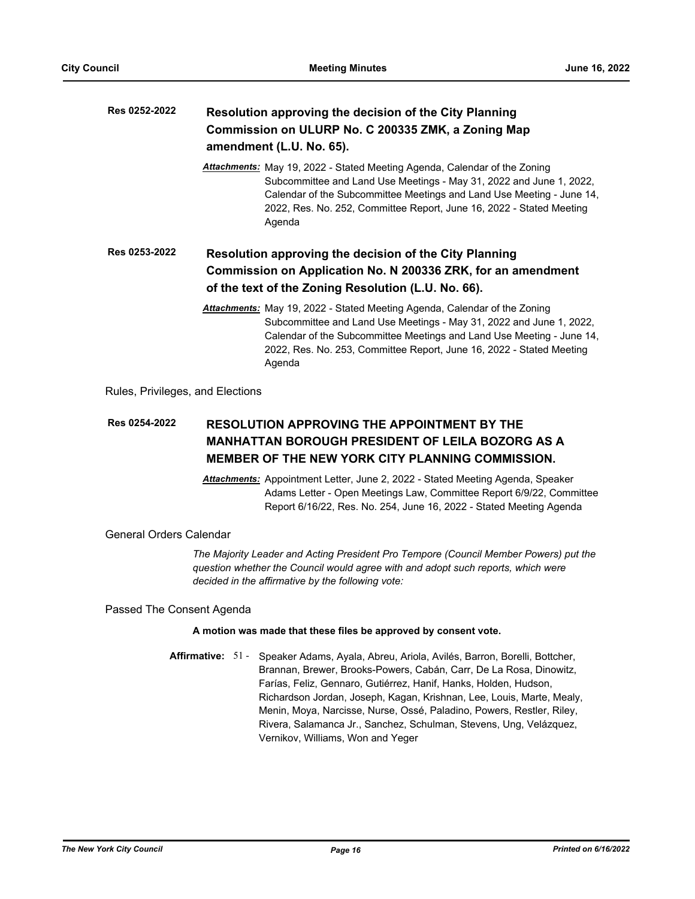**Res 0252-2022** **Resolution approving the decision of the City Planning Commission on ULURP No. C 200335 ZMK, a Zoning Map amendment (L.U. No. 65).**

*Attachments:* May 19, 2022 - Stated Meeting Agenda, Calendar of the Zoning Subcommittee and Land Use Meetings - May 31, 2022 and June 1, 2022, Calendar of the Subcommittee Meetings and Land Use Meeting - June 14, 2022, Res. No. 252, Committee Report, June 16, 2022 - Stated Meeting Agenda

**Res 0253-2022** **Resolution approving the decision of the City Planning Commission on Application No. N 200336 ZRK, for an amendment of the text of the Zoning Resolution (L.U. No. 66).**

*Attachments:* May 19, 2022 - Stated Meeting Agenda, Calendar of the Zoning Subcommittee and Land Use Meetings - May 31, 2022 and June 1, 2022, Calendar of the Subcommittee Meetings and Land Use Meeting - June 14, 2022, Res. No. 253, Committee Report, June 16, 2022 - Stated Meeting Agenda

Rules, Privileges, and Elections

**Res 0254-2022** **RESOLUTION APPROVING THE APPOINTMENT BY THE MANHATTAN BOROUGH PRESIDENT OF LEILA BOZORG AS A MEMBER OF THE NEW YORK CITY PLANNING COMMISSION.**

*Attachments:* Appointment Letter, June 2, 2022 - Stated Meeting Agenda, Speaker Adams Letter - Open Meetings Law, Committee Report 6/9/22, Committee Report 6/16/22, Res. No. 254, June 16, 2022 - Stated Meeting Agenda

General Orders Calendar

*The Majority Leader and Acting President Pro Tempore (Council Member Powers) put the question whether the Council would agree with and adopt such reports, which were decided in the affirmative by the following vote:*

Passed The Consent Agenda

**A motion was made that these files be approved by consent vote.**

**Affirmative:** 51 - Speaker Adams, Ayala, Abreu, Ariola, Avilés, Barron, Borelli, Bottcher, Brannan, Brewer, Brooks-Powers, Cabán, Carr, De La Rosa, Dinowitz, Farías, Feliz, Gennaro, Gutiérrez, Hanif, Hanks, Holden, Hudson, Richardson Jordan, Joseph, Kagan, Krishnan, Lee, Louis, Marte, Mealy, Menin, Moya, Narcisse, Nurse, Ossé, Paladino, Powers, Restler, Riley, Rivera, Salamanca Jr., Sanchez, Schulman, Stevens, Ung, Velázquez, Vernikov, Williams, Won and Yeger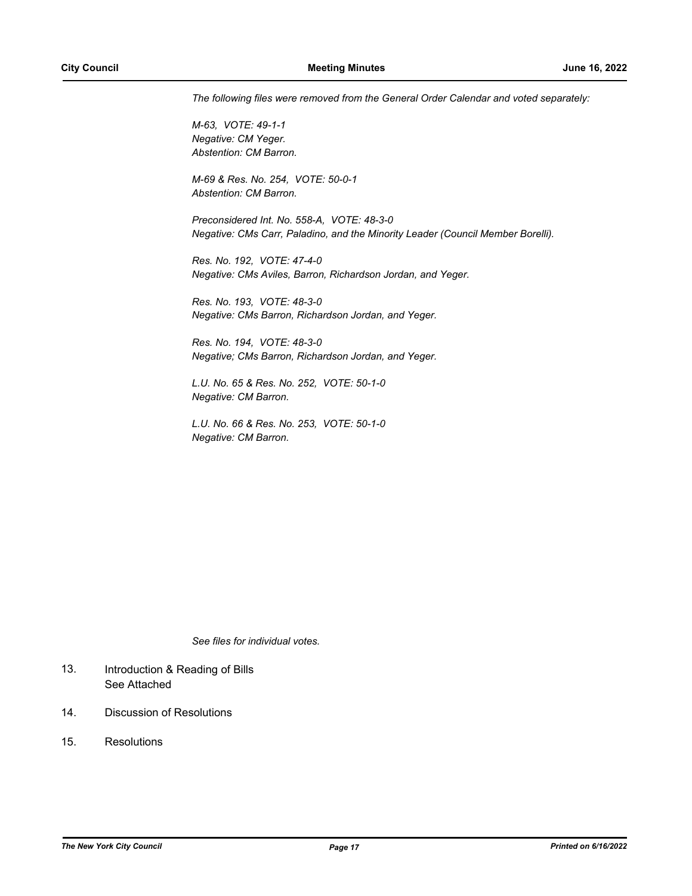*The following files were removed from the General Order Calendar and voted separately:*

*M-63, VOTE: 49-1-1*
*Negative: CM Yeger.*
*Abstention: CM Barron.*

*M-69 & Res. No. 254, VOTE: 50-0-1*
*Abstention: CM Barron.*

*Preconsidered Int. No. 558-A, VOTE: 48-3-0*
*Negative: CMs Carr, Paladino, and the Minority Leader (Council Member Borelli).*

*Res. No. 192, VOTE: 47-4-0*
*Negative: CMs Aviles, Barron, Richardson Jordan, and Yeger.*

*Res. No. 193, VOTE: 48-3-0*
*Negative: CMs Barron, Richardson Jordan, and Yeger.*

*Res. No. 194, VOTE: 48-3-0*
*Negative; CMs Barron, Richardson Jordan, and Yeger.*

*L.U. No. 65 & Res. No. 252, VOTE: 50-1-0*
*Negative: CM Barron.*

*L.U. No. 66 & Res. No. 253, VOTE: 50-1-0*
*Negative: CM Barron.*

*See files for individual votes.*

13. Introduction & Reading of Bills
    See Attached

14. Discussion of Resolutions

15. Resolutions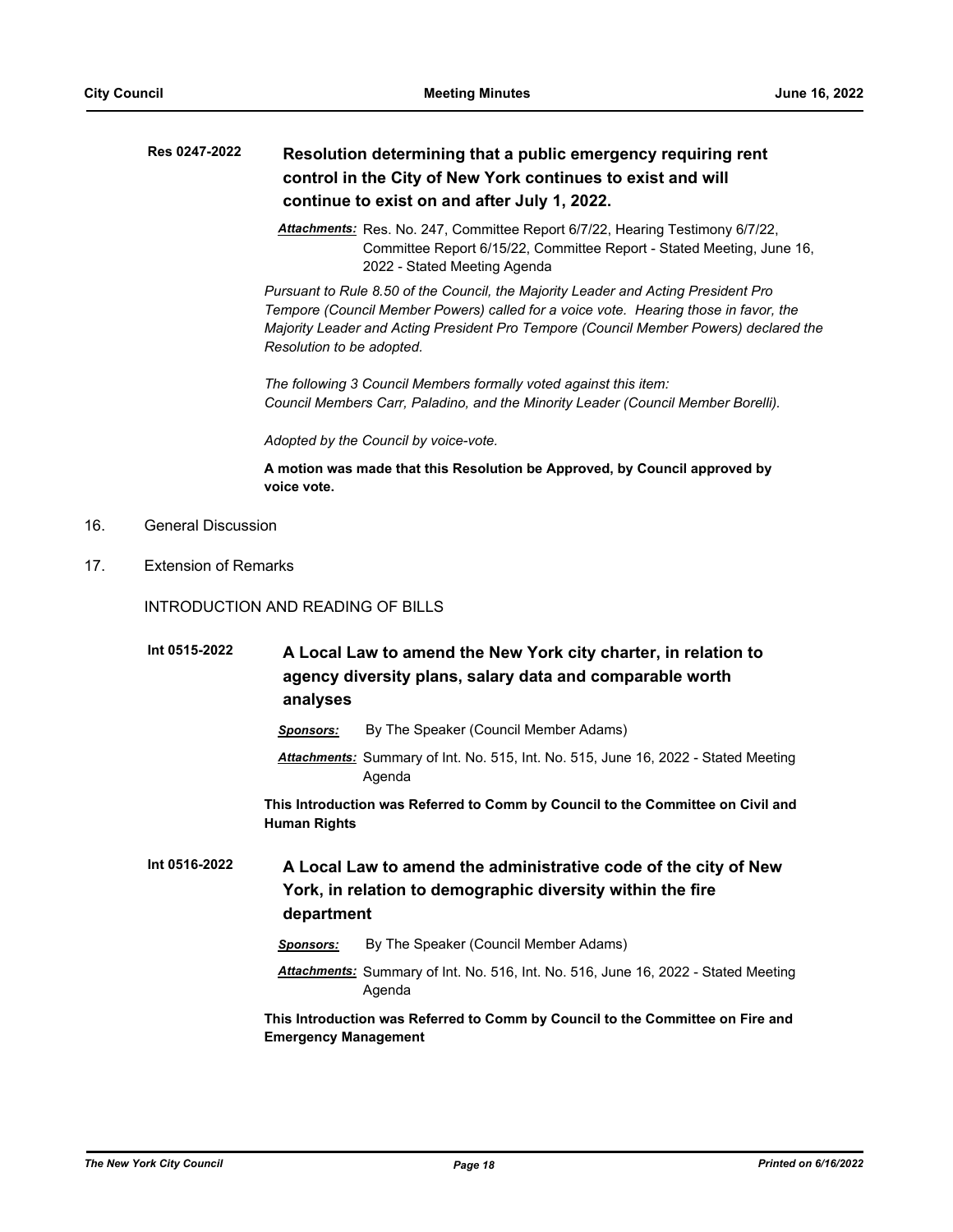**Res 0247-2022** **Resolution determining that a public emergency requiring rent control in the City of New York continues to exist and will continue to exist on and after July 1, 2022.**

***Attachments:*** Res. No. 247, Committee Report 6/7/22, Hearing Testimony 6/7/22, Committee Report 6/15/22, Committee Report - Stated Meeting, June 16, 2022 - Stated Meeting Agenda

*Pursuant to Rule 8.50 of the Council, the Majority Leader and Acting President Pro Tempore (Council Member Powers) called for a voice vote. Hearing those in favor, the Majority Leader and Acting President Pro Tempore (Council Member Powers) declared the Resolution to be adopted.*

*The following 3 Council Members formally voted against this item: Council Members Carr, Paladino, and the Minority Leader (Council Member Borelli).*

*Adopted by the Council by voice-vote.*

**A motion was made that this Resolution be Approved, by Council approved by voice vote.**

16. General Discussion

17. Extension of Remarks

INTRODUCTION AND READING OF BILLS

**Int 0515-2022** **A Local Law to amend the New York city charter, in relation to agency diversity plans, salary data and comparable worth analyses**

***Sponsors:*** By The Speaker (Council Member Adams)

***Attachments:*** Summary of Int. No. 515, Int. No. 515, June 16, 2022 - Stated Meeting Agenda

**This Introduction was Referred to Comm by Council to the Committee on Civil and Human Rights**

**Int 0516-2022** **A Local Law to amend the administrative code of the city of New York, in relation to demographic diversity within the fire department**

***Sponsors:*** By The Speaker (Council Member Adams)

***Attachments:*** Summary of Int. No. 516, Int. No. 516, June 16, 2022 - Stated Meeting Agenda

**This Introduction was Referred to Comm by Council to the Committee on Fire and Emergency Management**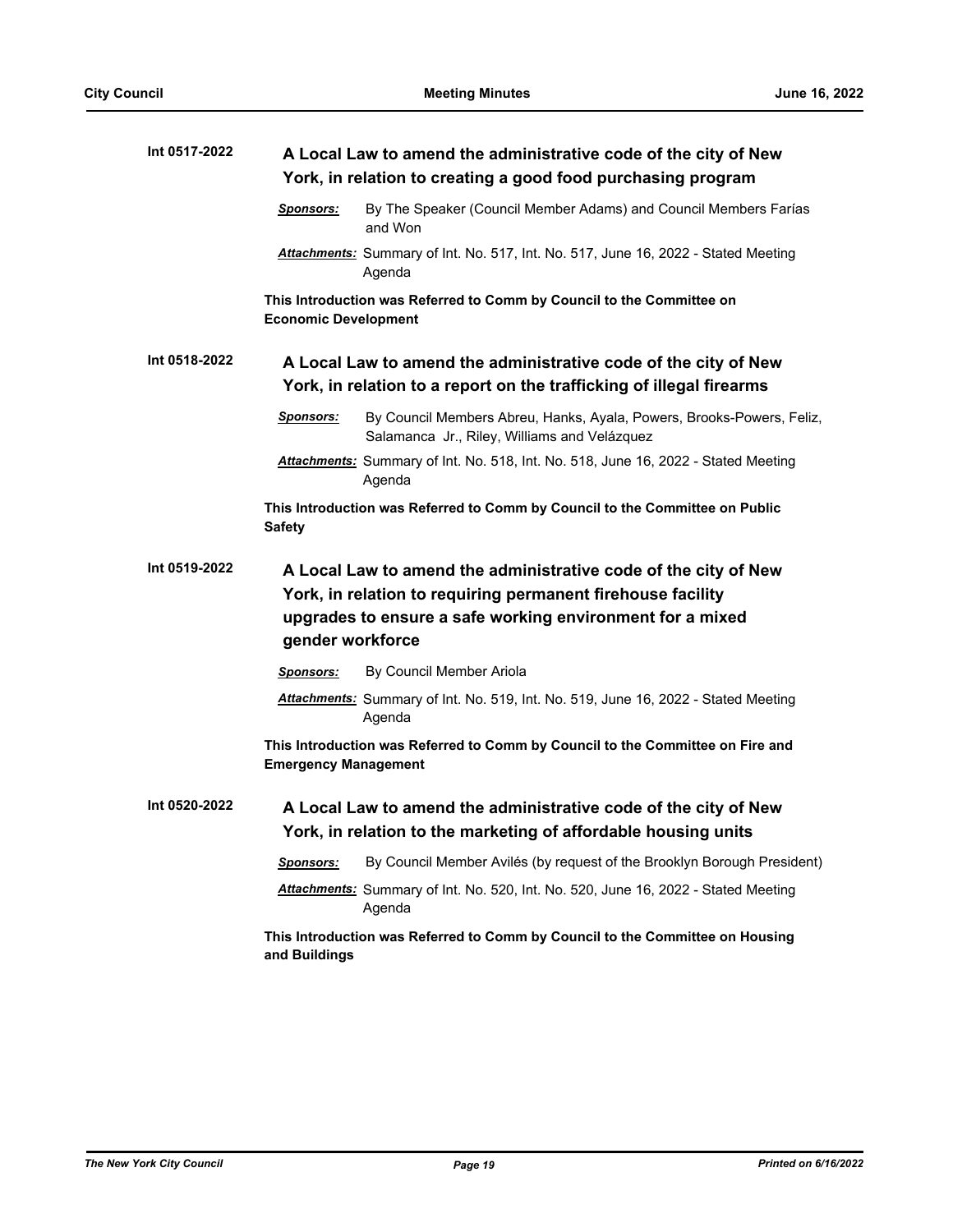**Int 0517-2022**

### A Local Law to amend the administrative code of the city of New York, in relation to creating a good food purchasing program

***Sponsors:*** By The Speaker (Council Member Adams) and Council Members Farías and Won

***Attachments:*** Summary of Int. No. 517, Int. No. 517, June 16, 2022 - Stated Meeting Agenda

**This Introduction was Referred to Comm by Council to the Committee on Economic Development**

**Int 0518-2022**

### A Local Law to amend the administrative code of the city of New York, in relation to a report on the trafficking of illegal firearms

***Sponsors:*** By Council Members Abreu, Hanks, Ayala, Powers, Brooks-Powers, Feliz, Salamanca Jr., Riley, Williams and Velázquez

***Attachments:*** Summary of Int. No. 518, Int. No. 518, June 16, 2022 - Stated Meeting Agenda

**This Introduction was Referred to Comm by Council to the Committee on Public Safety**

**Int 0519-2022**

### A Local Law to amend the administrative code of the city of New York, in relation to requiring permanent firehouse facility upgrades to ensure a safe working environment for a mixed gender workforce

***Sponsors:*** By Council Member Ariola

***Attachments:*** Summary of Int. No. 519, Int. No. 519, June 16, 2022 - Stated Meeting Agenda

**This Introduction was Referred to Comm by Council to the Committee on Fire and Emergency Management**

**Int 0520-2022**

### A Local Law to amend the administrative code of the city of New York, in relation to the marketing of affordable housing units

***Sponsors:*** By Council Member Avilés (by request of the Brooklyn Borough President)

***Attachments:*** Summary of Int. No. 520, Int. No. 520, June 16, 2022 - Stated Meeting Agenda

**This Introduction was Referred to Comm by Council to the Committee on Housing and Buildings**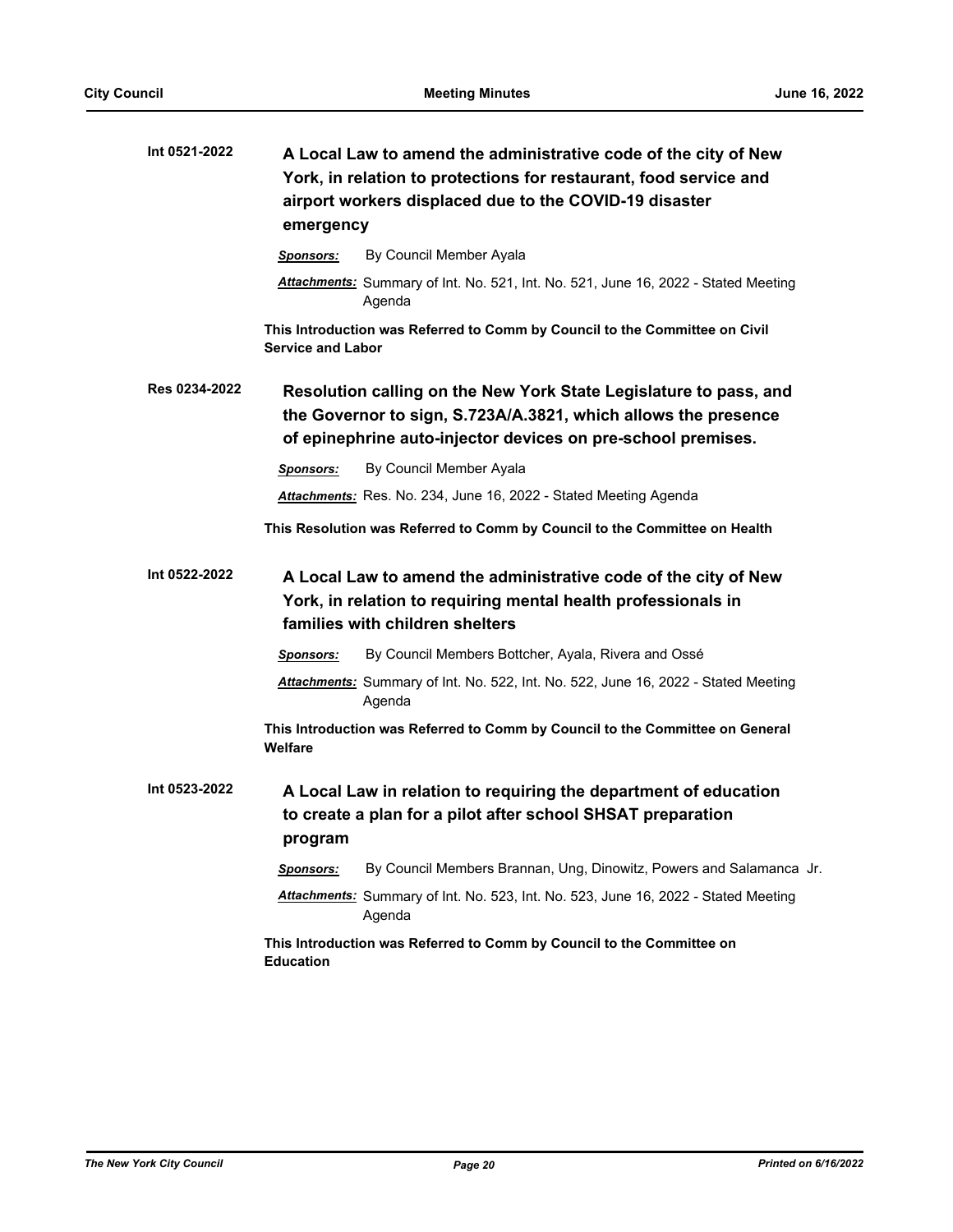**Int 0521-2022** **A Local Law to amend the administrative code of the city of New York, in relation to protections for restaurant, food service and airport workers displaced due to the COVID-19 disaster emergency**

***Sponsors:*** By Council Member Ayala

***Attachments:*** Summary of Int. No. 521, Int. No. 521, June 16, 2022 - Stated Meeting Agenda

**This Introduction was Referred to Comm by Council to the Committee on Civil Service and Labor**

**Res 0234-2022** **Resolution calling on the New York State Legislature to pass, and the Governor to sign, S.723A/A.3821, which allows the presence of epinephrine auto-injector devices on pre-school premises.**

***Sponsors:*** By Council Member Ayala

***Attachments:*** Res. No. 234, June 16, 2022 - Stated Meeting Agenda

**This Resolution was Referred to Comm by Council to the Committee on Health**

**Int 0522-2022** **A Local Law to amend the administrative code of the city of New York, in relation to requiring mental health professionals in families with children shelters**

***Sponsors:*** By Council Members Bottcher, Ayala, Rivera and Ossé

***Attachments:*** Summary of Int. No. 522, Int. No. 522, June 16, 2022 - Stated Meeting Agenda

**This Introduction was Referred to Comm by Council to the Committee on General Welfare**

**Int 0523-2022** **A Local Law in relation to requiring the department of education to create a plan for a pilot after school SHSAT preparation program**

***Sponsors:*** By Council Members Brannan, Ung, Dinowitz, Powers and Salamanca Jr.

***Attachments:*** Summary of Int. No. 523, Int. No. 523, June 16, 2022 - Stated Meeting Agenda

**This Introduction was Referred to Comm by Council to the Committee on Education**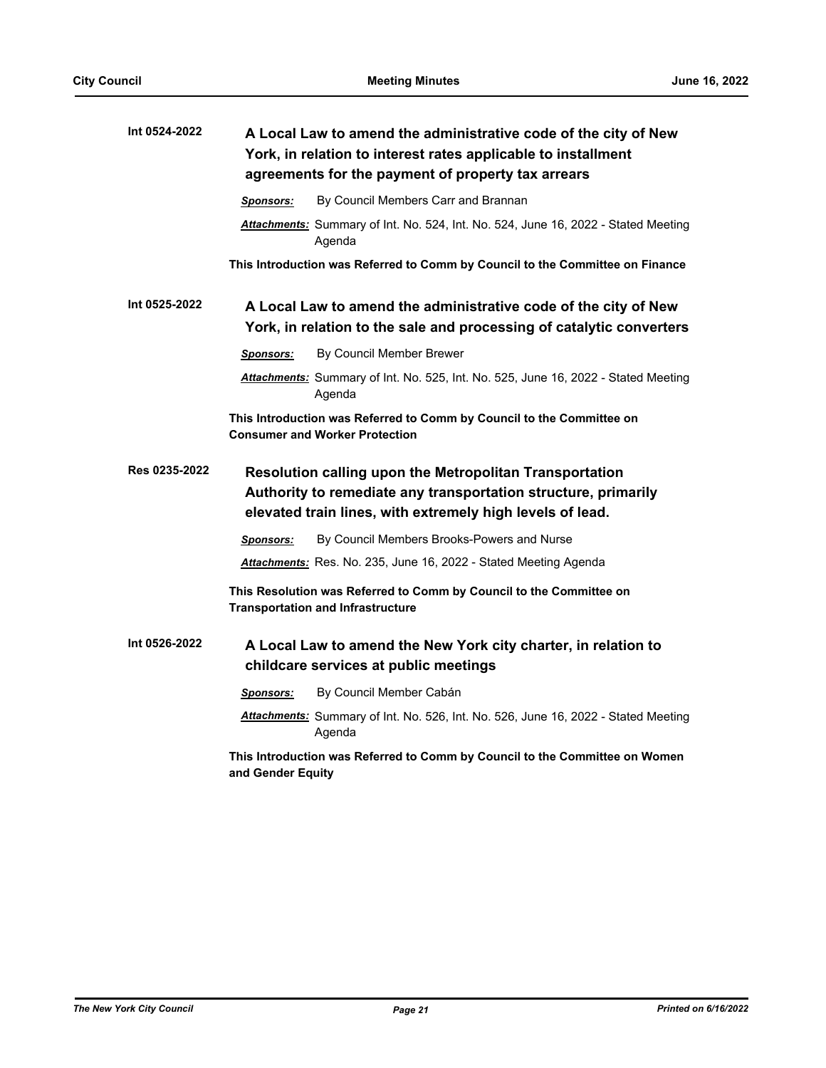**Int 0524-2022** **A Local Law to amend the administrative code of the city of New York, in relation to interest rates applicable to installment agreements for the payment of property tax arrears**

***Sponsors:*** By Council Members Carr and Brannan

***Attachments:*** Summary of Int. No. 524, Int. No. 524, June 16, 2022 - Stated Meeting Agenda

**This Introduction was Referred to Comm by Council to the Committee on Finance**

**Int 0525-2022** **A Local Law to amend the administrative code of the city of New York, in relation to the sale and processing of catalytic converters**

***Sponsors:*** By Council Member Brewer

***Attachments:*** Summary of Int. No. 525, Int. No. 525, June 16, 2022 - Stated Meeting Agenda

**This Introduction was Referred to Comm by Council to the Committee on Consumer and Worker Protection**

**Res 0235-2022** **Resolution calling upon the Metropolitan Transportation Authority to remediate any transportation structure, primarily elevated train lines, with extremely high levels of lead.**

***Sponsors:*** By Council Members Brooks-Powers and Nurse

***Attachments:*** Res. No. 235, June 16, 2022 - Stated Meeting Agenda

**This Resolution was Referred to Comm by Council to the Committee on Transportation and Infrastructure**

**Int 0526-2022** **A Local Law to amend the New York city charter, in relation to childcare services at public meetings**

***Sponsors:*** By Council Member Cabán

***Attachments:*** Summary of Int. No. 526, Int. No. 526, June 16, 2022 - Stated Meeting Agenda

**This Introduction was Referred to Comm by Council to the Committee on Women and Gender Equity**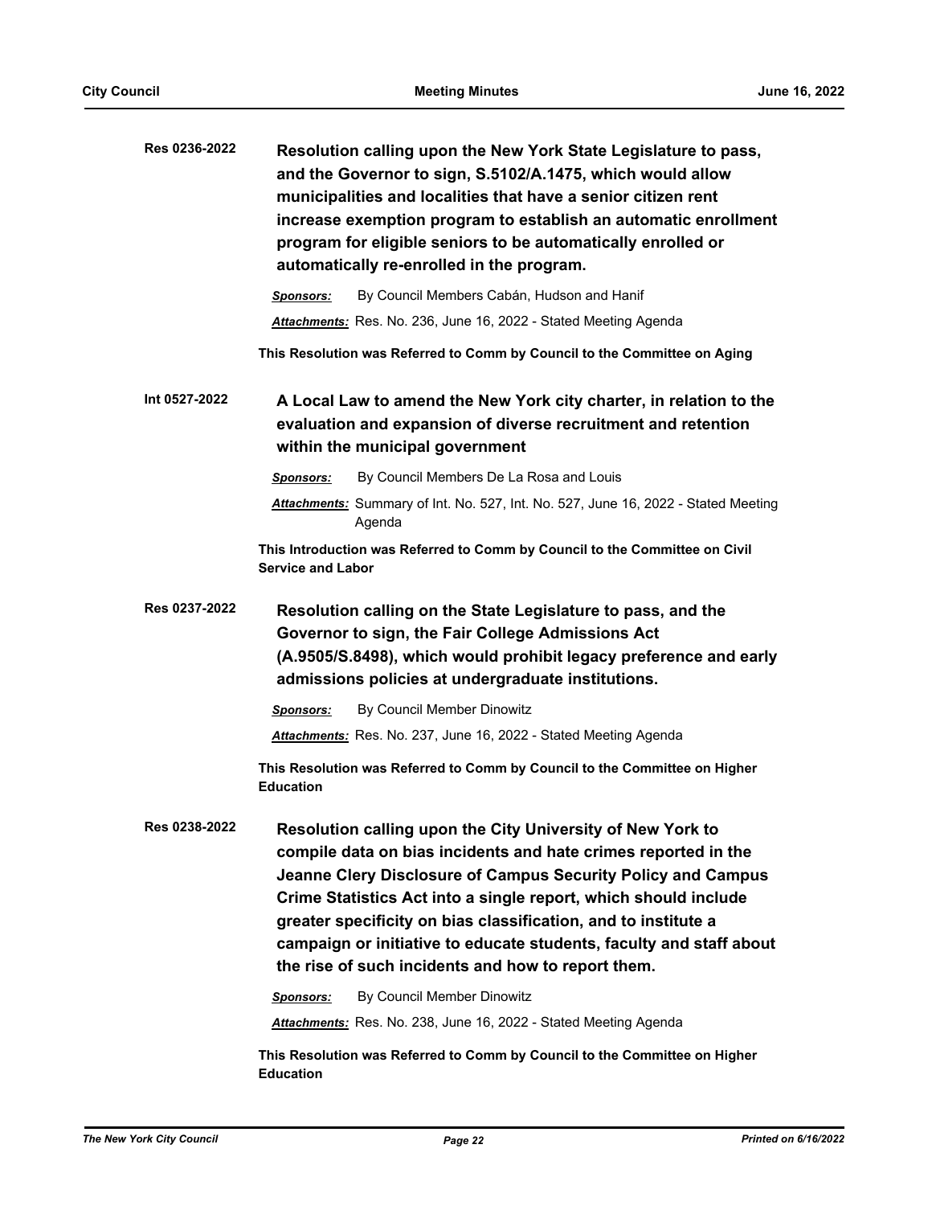**Res 0236-2022** **Resolution calling upon the New York State Legislature to pass, and the Governor to sign, S.5102/A.1475, which would allow municipalities and localities that have a senior citizen rent increase exemption program to establish an automatic enrollment program for eligible seniors to be automatically enrolled or automatically re-enrolled in the program.**

***Sponsors:*** By Council Members Cabán, Hudson and Hanif

***Attachments:*** Res. No. 236, June 16, 2022 - Stated Meeting Agenda

**This Resolution was Referred to Comm by Council to the Committee on Aging**

**Int 0527-2022** **A Local Law to amend the New York city charter, in relation to the evaluation and expansion of diverse recruitment and retention within the municipal government**

***Sponsors:*** By Council Members De La Rosa and Louis

***Attachments:*** Summary of Int. No. 527, Int. No. 527, June 16, 2022 - Stated Meeting Agenda

**This Introduction was Referred to Comm by Council to the Committee on Civil Service and Labor**

**Res 0237-2022** **Resolution calling on the State Legislature to pass, and the Governor to sign, the Fair College Admissions Act (A.9505/S.8498), which would prohibit legacy preference and early admissions policies at undergraduate institutions.**

***Sponsors:*** By Council Member Dinowitz

***Attachments:*** Res. No. 237, June 16, 2022 - Stated Meeting Agenda

**This Resolution was Referred to Comm by Council to the Committee on Higher Education**

**Res 0238-2022** **Resolution calling upon the City University of New York to compile data on bias incidents and hate crimes reported in the Jeanne Clery Disclosure of Campus Security Policy and Campus Crime Statistics Act into a single report, which should include greater specificity on bias classification, and to institute a campaign or initiative to educate students, faculty and staff about the rise of such incidents and how to report them.**

***Sponsors:*** By Council Member Dinowitz

***Attachments:*** Res. No. 238, June 16, 2022 - Stated Meeting Agenda

**This Resolution was Referred to Comm by Council to the Committee on Higher Education**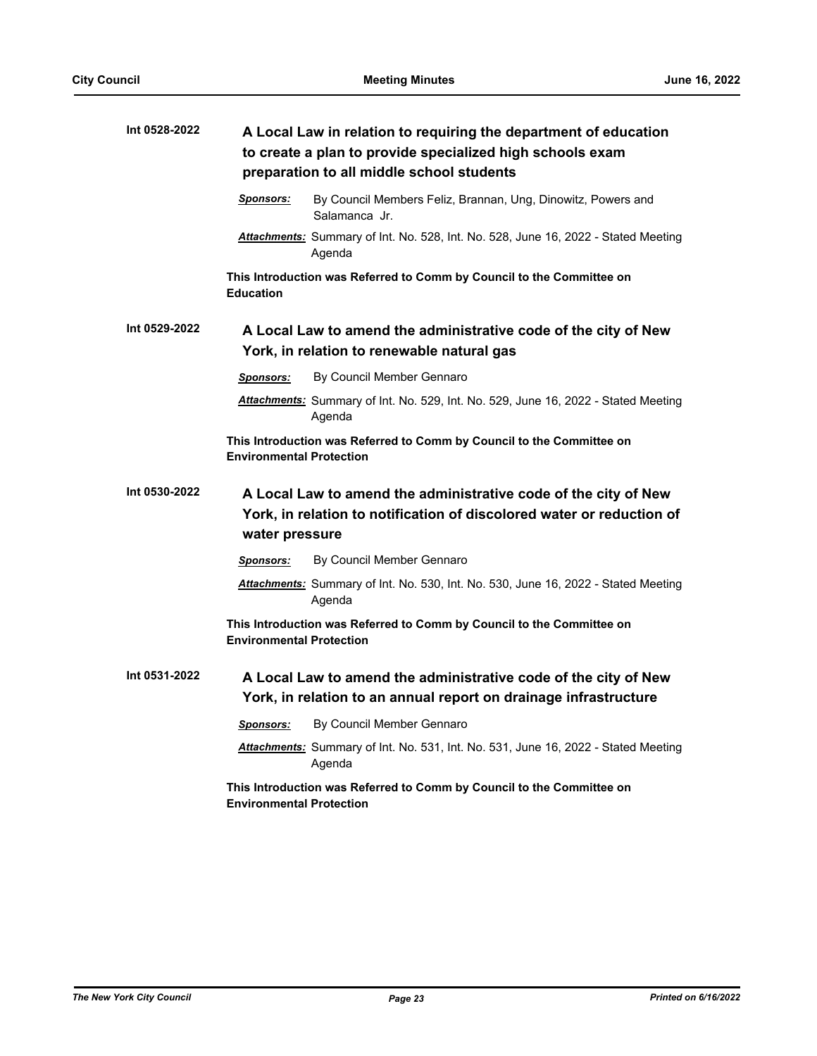**Int 0528-2022**

## A Local Law in relation to requiring the department of education to create a plan to provide specialized high schools exam preparation to all middle school students

***Sponsors:*** By Council Members Feliz, Brannan, Ung, Dinowitz, Powers and Salamanca Jr.

***Attachments:*** Summary of Int. No. 528, Int. No. 528, June 16, 2022 - Stated Meeting Agenda

**This Introduction was Referred to Comm by Council to the Committee on Education**

**Int 0529-2022**

## A Local Law to amend the administrative code of the city of New York, in relation to renewable natural gas

***Sponsors:*** By Council Member Gennaro

***Attachments:*** Summary of Int. No. 529, Int. No. 529, June 16, 2022 - Stated Meeting Agenda

**This Introduction was Referred to Comm by Council to the Committee on Environmental Protection**

**Int 0530-2022**

## A Local Law to amend the administrative code of the city of New York, in relation to notification of discolored water or reduction of water pressure

***Sponsors:*** By Council Member Gennaro

***Attachments:*** Summary of Int. No. 530, Int. No. 530, June 16, 2022 - Stated Meeting Agenda

**This Introduction was Referred to Comm by Council to the Committee on Environmental Protection**

**Int 0531-2022**

## A Local Law to amend the administrative code of the city of New York, in relation to an annual report on drainage infrastructure

***Sponsors:*** By Council Member Gennaro

***Attachments:*** Summary of Int. No. 531, Int. No. 531, June 16, 2022 - Stated Meeting Agenda

**This Introduction was Referred to Comm by Council to the Committee on Environmental Protection**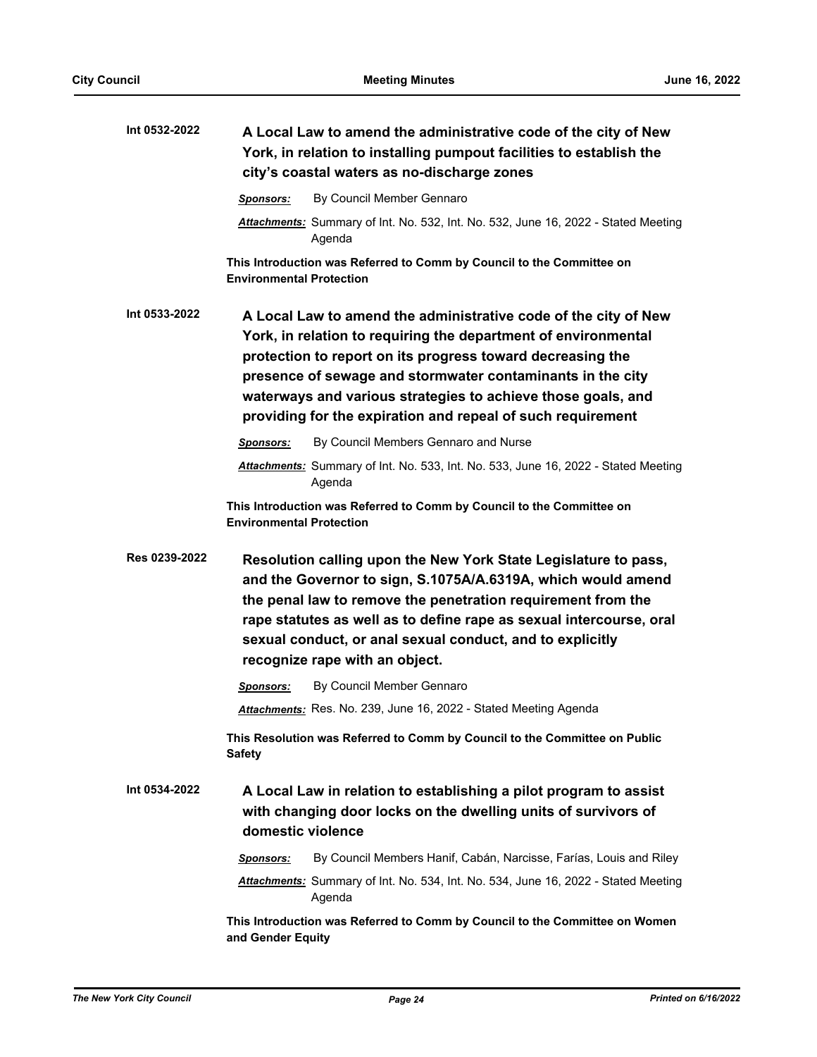**Int 0532-2022** **A Local Law to amend the administrative code of the city of New York, in relation to installing pumpout facilities to establish the city's coastal waters as no-discharge zones**

***Sponsors:*** By Council Member Gennaro

***Attachments:*** Summary of Int. No. 532, Int. No. 532, June 16, 2022 - Stated Meeting Agenda

**This Introduction was Referred to Comm by Council to the Committee on Environmental Protection**

**Int 0533-2022** **A Local Law to amend the administrative code of the city of New York, in relation to requiring the department of environmental protection to report on its progress toward decreasing the presence of sewage and stormwater contaminants in the city waterways and various strategies to achieve those goals, and providing for the expiration and repeal of such requirement**

***Sponsors:*** By Council Members Gennaro and Nurse

***Attachments:*** Summary of Int. No. 533, Int. No. 533, June 16, 2022 - Stated Meeting Agenda

**This Introduction was Referred to Comm by Council to the Committee on Environmental Protection**

**Res 0239-2022** **Resolution calling upon the New York State Legislature to pass, and the Governor to sign, S.1075A/A.6319A, which would amend the penal law to remove the penetration requirement from the rape statutes as well as to define rape as sexual intercourse, oral sexual conduct, or anal sexual conduct, and to explicitly recognize rape with an object.**

***Sponsors:*** By Council Member Gennaro

***Attachments:*** Res. No. 239, June 16, 2022 - Stated Meeting Agenda

**This Resolution was Referred to Comm by Council to the Committee on Public Safety**

**Int 0534-2022** **A Local Law in relation to establishing a pilot program to assist with changing door locks on the dwelling units of survivors of domestic violence**

***Sponsors:*** By Council Members Hanif, Cabán, Narcisse, Farías, Louis and Riley

***Attachments:*** Summary of Int. No. 534, Int. No. 534, June 16, 2022 - Stated Meeting Agenda

**This Introduction was Referred to Comm by Council to the Committee on Women and Gender Equity**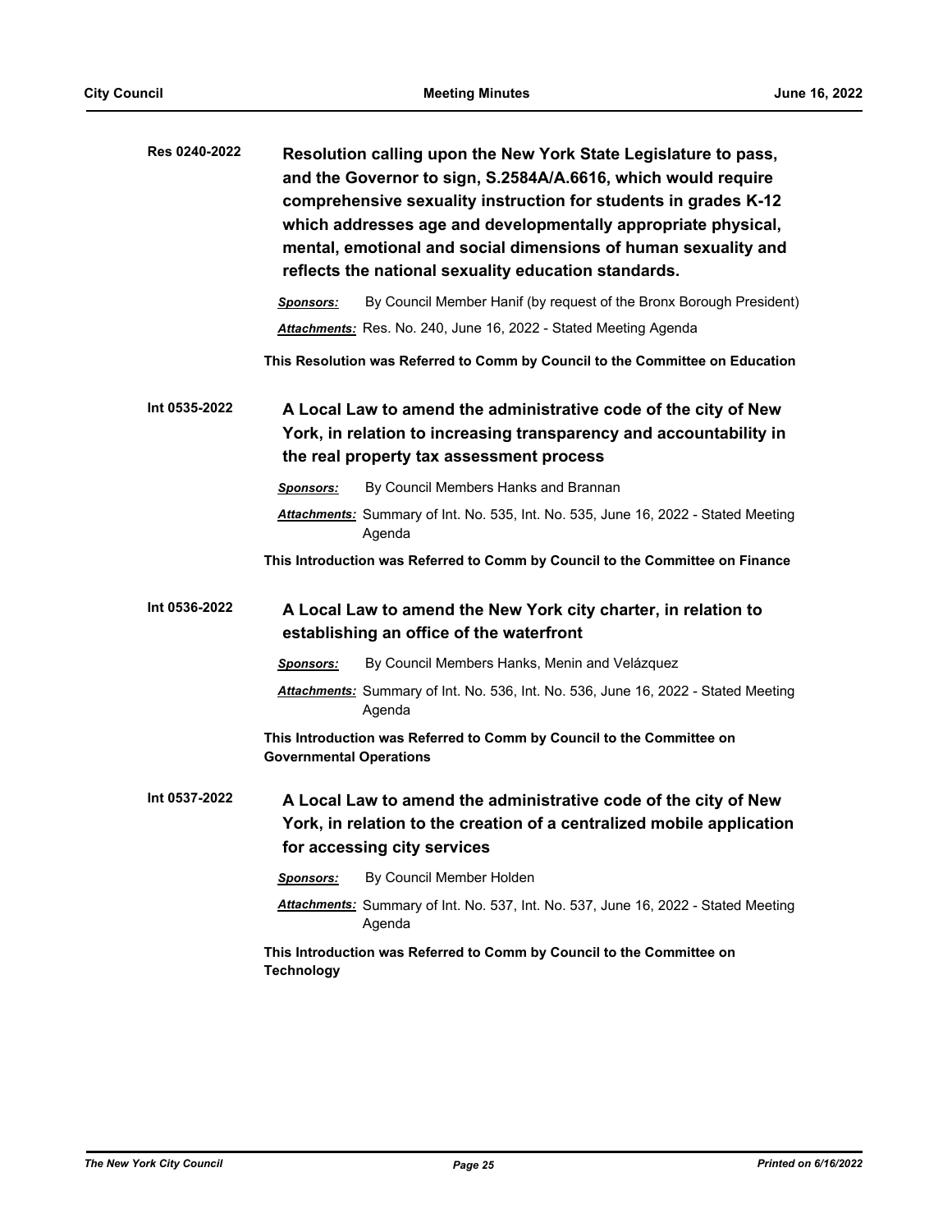**Res 0240-2022**

**Resolution calling upon the New York State Legislature to pass, and the Governor to sign, S.2584A/A.6616, which would require comprehensive sexuality instruction for students in grades K-12 which addresses age and developmentally appropriate physical, mental, emotional and social dimensions of human sexuality and reflects the national sexuality education standards.**

***Sponsors:*** By Council Member Hanif (by request of the Bronx Borough President)

***Attachments:*** Res. No. 240, June 16, 2022 - Stated Meeting Agenda

**This Resolution was Referred to Comm by Council to the Committee on Education**

**Int 0535-2022**

**A Local Law to amend the administrative code of the city of New York, in relation to increasing transparency and accountability in the real property tax assessment process**

***Sponsors:*** By Council Members Hanks and Brannan

***Attachments:*** Summary of Int. No. 535, Int. No. 535, June 16, 2022 - Stated Meeting Agenda

**This Introduction was Referred to Comm by Council to the Committee on Finance**

**Int 0536-2022**

**A Local Law to amend the New York city charter, in relation to establishing an office of the waterfront**

***Sponsors:*** By Council Members Hanks, Menin and Velázquez

***Attachments:*** Summary of Int. No. 536, Int. No. 536, June 16, 2022 - Stated Meeting Agenda

**This Introduction was Referred to Comm by Council to the Committee on Governmental Operations**

**Int 0537-2022**

**A Local Law to amend the administrative code of the city of New York, in relation to the creation of a centralized mobile application for accessing city services**

***Sponsors:*** By Council Member Holden

***Attachments:*** Summary of Int. No. 537, Int. No. 537, June 16, 2022 - Stated Meeting Agenda

**This Introduction was Referred to Comm by Council to the Committee on Technology**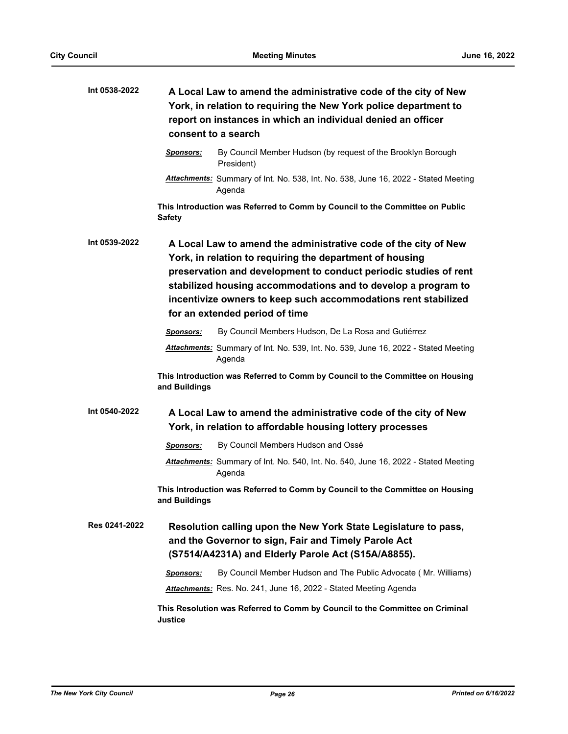**Int 0538-2022** **A Local Law to amend the administrative code of the city of New York, in relation to requiring the New York police department to report on instances in which an individual denied an officer consent to a search**

***Sponsors:*** By Council Member Hudson (by request of the Brooklyn Borough President)

***Attachments:*** Summary of Int. No. 538, Int. No. 538, June 16, 2022 - Stated Meeting Agenda

**This Introduction was Referred to Comm by Council to the Committee on Public Safety**

**Int 0539-2022** **A Local Law to amend the administrative code of the city of New York, in relation to requiring the department of housing preservation and development to conduct periodic studies of rent stabilized housing accommodations and to develop a program to incentivize owners to keep such accommodations rent stabilized for an extended period of time**

***Sponsors:*** By Council Members Hudson, De La Rosa and Gutiérrez

***Attachments:*** Summary of Int. No. 539, Int. No. 539, June 16, 2022 - Stated Meeting Agenda

**This Introduction was Referred to Comm by Council to the Committee on Housing and Buildings**

**Int 0540-2022** **A Local Law to amend the administrative code of the city of New York, in relation to affordable housing lottery processes**

***Sponsors:*** By Council Members Hudson and Ossé

***Attachments:*** Summary of Int. No. 540, Int. No. 540, June 16, 2022 - Stated Meeting Agenda

**This Introduction was Referred to Comm by Council to the Committee on Housing and Buildings**

**Res 0241-2022** **Resolution calling upon the New York State Legislature to pass, and the Governor to sign, Fair and Timely Parole Act (S7514/A4231A) and Elderly Parole Act (S15A/A8855).**

***Sponsors:*** By Council Member Hudson and The Public Advocate ( Mr. Williams)

***Attachments:*** Res. No. 241, June 16, 2022 - Stated Meeting Agenda

**This Resolution was Referred to Comm by Council to the Committee on Criminal Justice**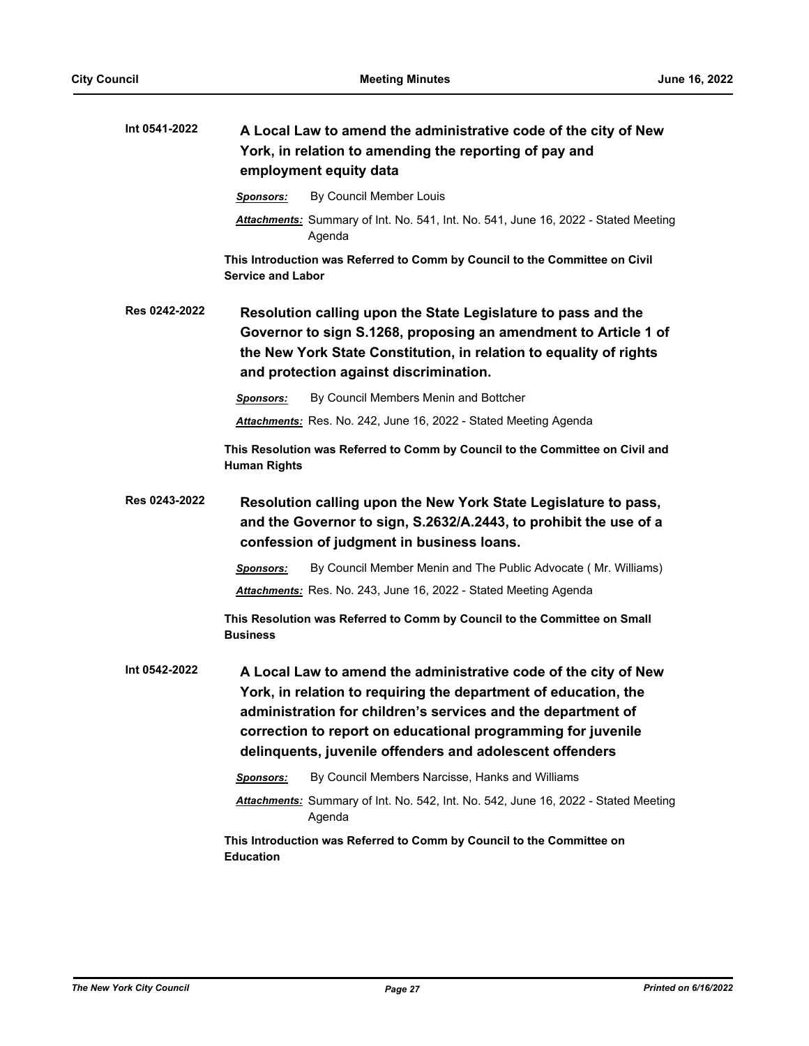**Int 0541-2022** **A Local Law to amend the administrative code of the city of New York, in relation to amending the reporting of pay and employment equity data**

***Sponsors:*** By Council Member Louis

***Attachments:*** Summary of Int. No. 541, Int. No. 541, June 16, 2022 - Stated Meeting Agenda

**This Introduction was Referred to Comm by Council to the Committee on Civil Service and Labor**

**Res 0242-2022** **Resolution calling upon the State Legislature to pass and the Governor to sign S.1268, proposing an amendment to Article 1 of the New York State Constitution, in relation to equality of rights and protection against discrimination.**

***Sponsors:*** By Council Members Menin and Bottcher

***Attachments:*** Res. No. 242, June 16, 2022 - Stated Meeting Agenda

**This Resolution was Referred to Comm by Council to the Committee on Civil and Human Rights**

**Res 0243-2022** **Resolution calling upon the New York State Legislature to pass, and the Governor to sign, S.2632/A.2443, to prohibit the use of a confession of judgment in business loans.**

***Sponsors:*** By Council Member Menin and The Public Advocate ( Mr. Williams)

***Attachments:*** Res. No. 243, June 16, 2022 - Stated Meeting Agenda

**This Resolution was Referred to Comm by Council to the Committee on Small Business**

**Int 0542-2022** **A Local Law to amend the administrative code of the city of New York, in relation to requiring the department of education, the administration for children's services and the department of correction to report on educational programming for juvenile delinquents, juvenile offenders and adolescent offenders**

***Sponsors:*** By Council Members Narcisse, Hanks and Williams

***Attachments:*** Summary of Int. No. 542, Int. No. 542, June 16, 2022 - Stated Meeting Agenda

**This Introduction was Referred to Comm by Council to the Committee on Education**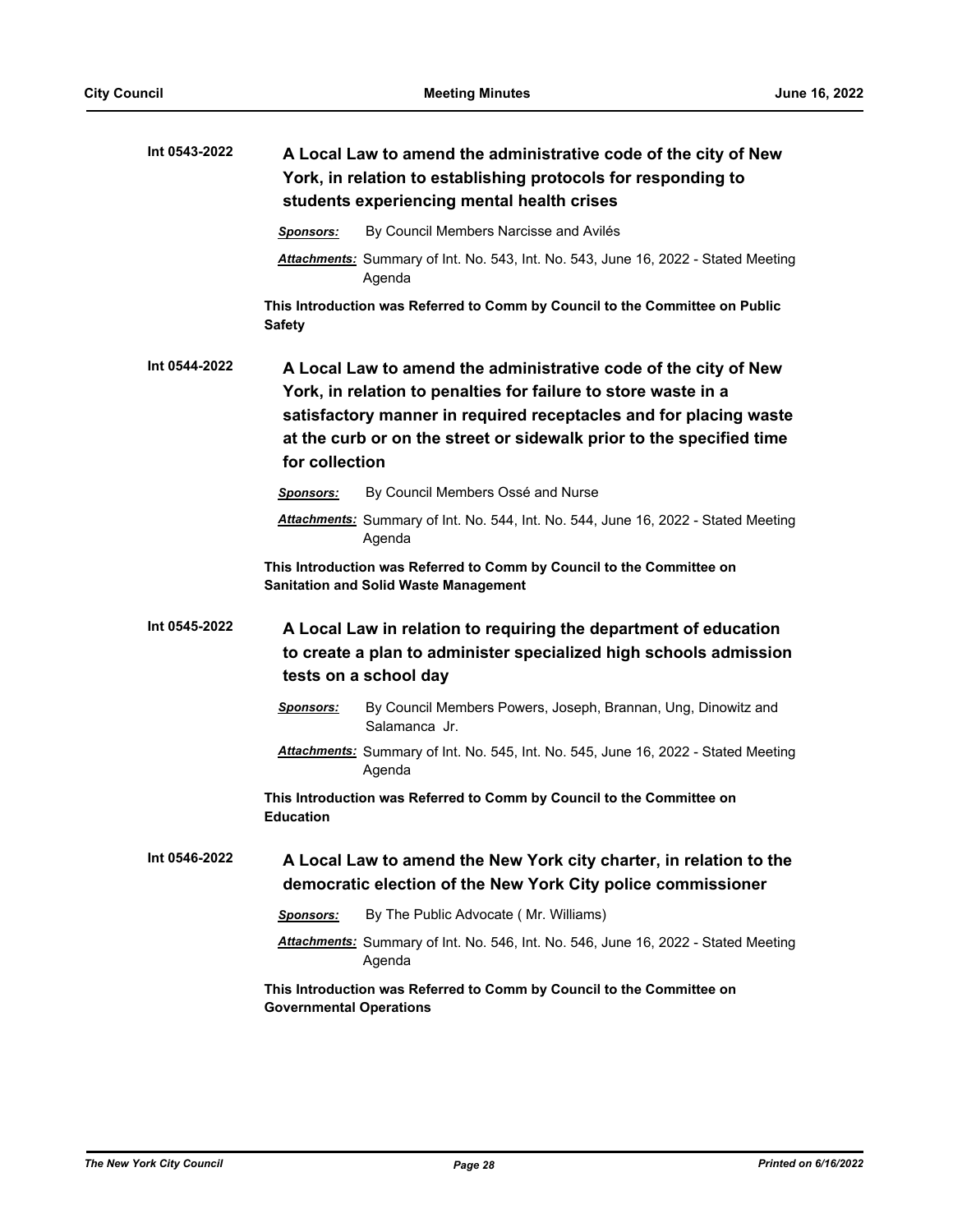**Int 0543-2022** **A Local Law to amend the administrative code of the city of New York, in relation to establishing protocols for responding to students experiencing mental health crises**

***Sponsors:*** By Council Members Narcisse and Avilés

***Attachments:*** Summary of Int. No. 543, Int. No. 543, June 16, 2022 - Stated Meeting Agenda

**This Introduction was Referred to Comm by Council to the Committee on Public Safety**

**Int 0544-2022** **A Local Law to amend the administrative code of the city of New York, in relation to penalties for failure to store waste in a satisfactory manner in required receptacles and for placing waste at the curb or on the street or sidewalk prior to the specified time for collection**

***Sponsors:*** By Council Members Ossé and Nurse

***Attachments:*** Summary of Int. No. 544, Int. No. 544, June 16, 2022 - Stated Meeting Agenda

**This Introduction was Referred to Comm by Council to the Committee on Sanitation and Solid Waste Management**

**Int 0545-2022** **A Local Law in relation to requiring the department of education to create a plan to administer specialized high schools admission tests on a school day**

***Sponsors:*** By Council Members Powers, Joseph, Brannan, Ung, Dinowitz and Salamanca Jr.

***Attachments:*** Summary of Int. No. 545, Int. No. 545, June 16, 2022 - Stated Meeting Agenda

**This Introduction was Referred to Comm by Council to the Committee on Education**

**Int 0546-2022** **A Local Law to amend the New York city charter, in relation to the democratic election of the New York City police commissioner**

***Sponsors:*** By The Public Advocate ( Mr. Williams)

***Attachments:*** Summary of Int. No. 546, Int. No. 546, June 16, 2022 - Stated Meeting Agenda

**This Introduction was Referred to Comm by Council to the Committee on Governmental Operations**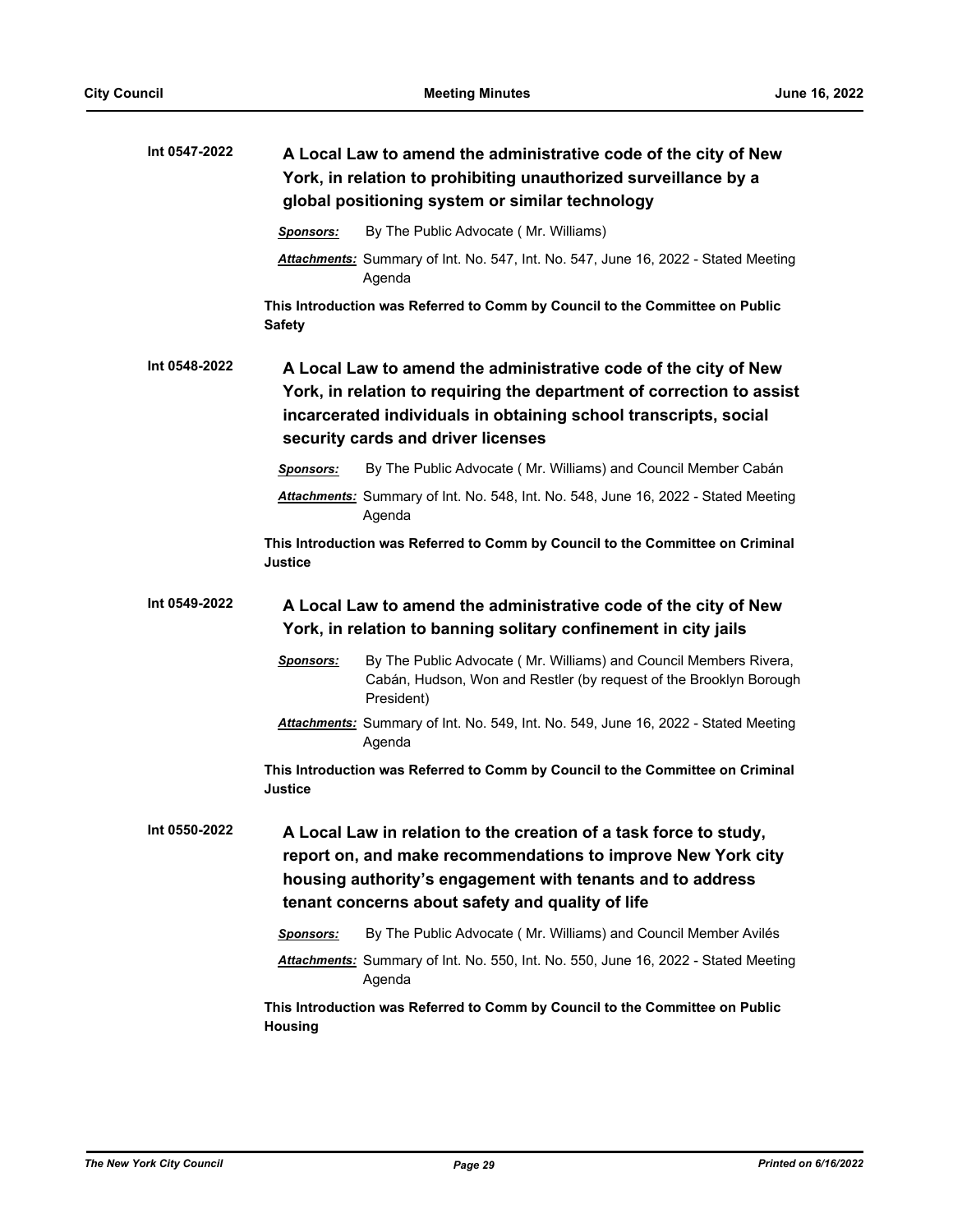**Int 0547-2022** **A Local Law to amend the administrative code of the city of New York, in relation to prohibiting unauthorized surveillance by a global positioning system or similar technology**

***Sponsors:*** By The Public Advocate ( Mr. Williams)

***Attachments:*** Summary of Int. No. 547, Int. No. 547, June 16, 2022 - Stated Meeting Agenda

**This Introduction was Referred to Comm by Council to the Committee on Public Safety**

**Int 0548-2022** **A Local Law to amend the administrative code of the city of New York, in relation to requiring the department of correction to assist incarcerated individuals in obtaining school transcripts, social security cards and driver licenses**

***Sponsors:*** By The Public Advocate ( Mr. Williams) and Council Member Cabán

***Attachments:*** Summary of Int. No. 548, Int. No. 548, June 16, 2022 - Stated Meeting Agenda

**This Introduction was Referred to Comm by Council to the Committee on Criminal Justice**

**Int 0549-2022** **A Local Law to amend the administrative code of the city of New York, in relation to banning solitary confinement in city jails**

***Sponsors:*** By The Public Advocate ( Mr. Williams) and Council Members Rivera, Cabán, Hudson, Won and Restler (by request of the Brooklyn Borough President)

***Attachments:*** Summary of Int. No. 549, Int. No. 549, June 16, 2022 - Stated Meeting Agenda

**This Introduction was Referred to Comm by Council to the Committee on Criminal Justice**

**Int 0550-2022** **A Local Law in relation to the creation of a task force to study, report on, and make recommendations to improve New York city housing authority's engagement with tenants and to address tenant concerns about safety and quality of life**

***Sponsors:*** By The Public Advocate ( Mr. Williams) and Council Member Avilés

***Attachments:*** Summary of Int. No. 550, Int. No. 550, June 16, 2022 - Stated Meeting Agenda

**This Introduction was Referred to Comm by Council to the Committee on Public Housing**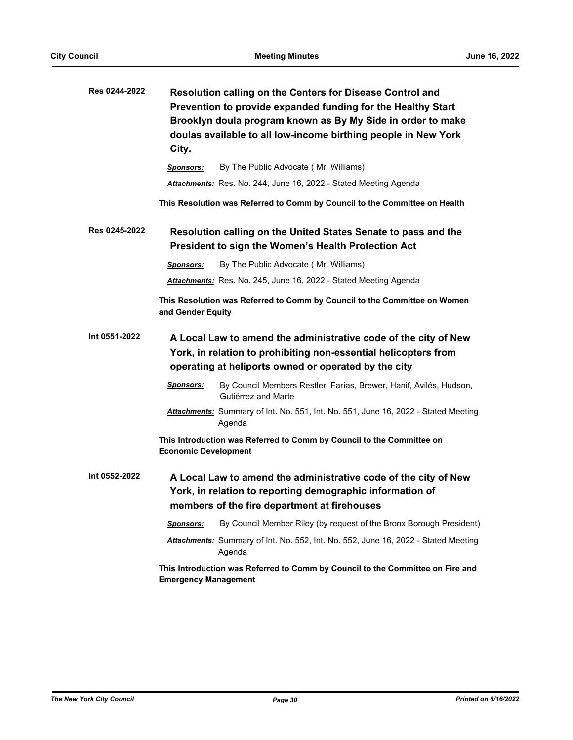**Res 0244-2022** **Resolution calling on the Centers for Disease Control and Prevention to provide expanded funding for the Healthy Start Brooklyn doula program known as By My Side in order to make doulas available to all low-income birthing people in New York City.**

***Sponsors:*** By The Public Advocate ( Mr. Williams)

***Attachments:*** Res. No. 244, June 16, 2022 - Stated Meeting Agenda

**This Resolution was Referred to Comm by Council to the Committee on Health**

**Res 0245-2022** **Resolution calling on the United States Senate to pass and the President to sign the Women's Health Protection Act**

***Sponsors:*** By The Public Advocate ( Mr. Williams)

***Attachments:*** Res. No. 245, June 16, 2022 - Stated Meeting Agenda

**This Resolution was Referred to Comm by Council to the Committee on Women and Gender Equity**

**Int 0551-2022** **A Local Law to amend the administrative code of the city of New York, in relation to prohibiting non-essential helicopters from operating at heliports owned or operated by the city**

***Sponsors:*** By Council Members Restler, Farías, Brewer, Hanif, Avilés, Hudson, Gutiérrez and Marte

***Attachments:*** Summary of Int. No. 551, Int. No. 551, June 16, 2022 - Stated Meeting Agenda

**This Introduction was Referred to Comm by Council to the Committee on Economic Development**

**Int 0552-2022** **A Local Law to amend the administrative code of the city of New York, in relation to reporting demographic information of members of the fire department at firehouses**

***Sponsors:*** By Council Member Riley (by request of the Bronx Borough President)

***Attachments:*** Summary of Int. No. 552, Int. No. 552, June 16, 2022 - Stated Meeting Agenda

**This Introduction was Referred to Comm by Council to the Committee on Fire and Emergency Management**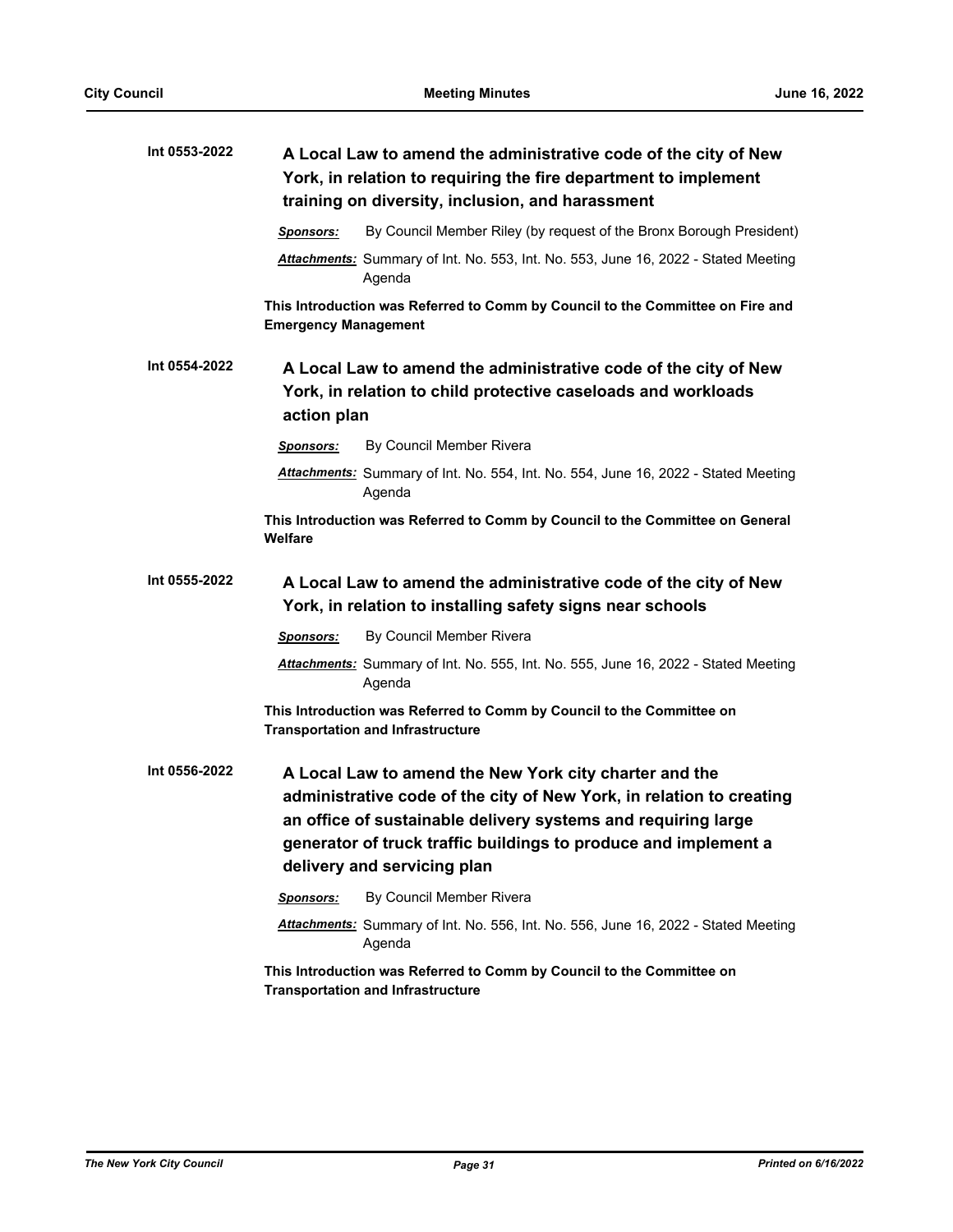**Int 0553-2022** **A Local Law to amend the administrative code of the city of New York, in relation to requiring the fire department to implement training on diversity, inclusion, and harassment**

***Sponsors:*** By Council Member Riley (by request of the Bronx Borough President)

***Attachments:*** Summary of Int. No. 553, Int. No. 553, June 16, 2022 - Stated Meeting Agenda

**This Introduction was Referred to Comm by Council to the Committee on Fire and Emergency Management**

**Int 0554-2022** **A Local Law to amend the administrative code of the city of New York, in relation to child protective caseloads and workloads action plan**

***Sponsors:*** By Council Member Rivera

***Attachments:*** Summary of Int. No. 554, Int. No. 554, June 16, 2022 - Stated Meeting Agenda

**This Introduction was Referred to Comm by Council to the Committee on General Welfare**

**Int 0555-2022** **A Local Law to amend the administrative code of the city of New York, in relation to installing safety signs near schools**

***Sponsors:*** By Council Member Rivera

***Attachments:*** Summary of Int. No. 555, Int. No. 555, June 16, 2022 - Stated Meeting Agenda

**This Introduction was Referred to Comm by Council to the Committee on Transportation and Infrastructure**

**Int 0556-2022** **A Local Law to amend the New York city charter and the administrative code of the city of New York, in relation to creating an office of sustainable delivery systems and requiring large generator of truck traffic buildings to produce and implement a delivery and servicing plan**

***Sponsors:*** By Council Member Rivera

***Attachments:*** Summary of Int. No. 556, Int. No. 556, June 16, 2022 - Stated Meeting Agenda

**This Introduction was Referred to Comm by Council to the Committee on Transportation and Infrastructure**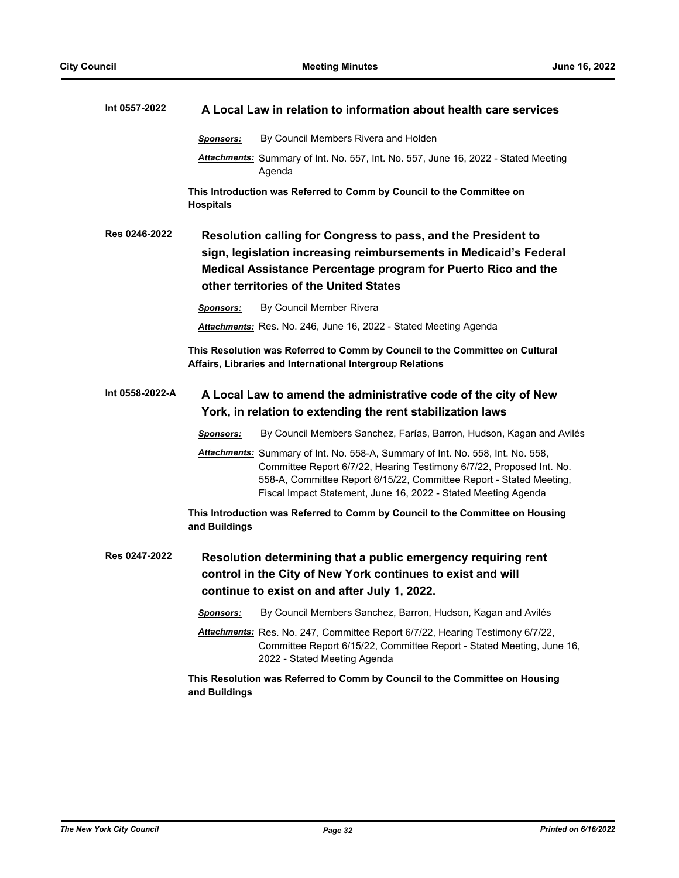**Int 0557-2022** **A Local Law in relation to information about health care services**

***Sponsors:*** By Council Members Rivera and Holden

***Attachments:*** Summary of Int. No. 557, Int. No. 557, June 16, 2022 - Stated Meeting Agenda

**This Introduction was Referred to Comm by Council to the Committee on Hospitals**

**Res 0246-2022** **Resolution calling for Congress to pass, and the President to sign, legislation increasing reimbursements in Medicaid's Federal Medical Assistance Percentage program for Puerto Rico and the other territories of the United States**

***Sponsors:*** By Council Member Rivera

***Attachments:*** Res. No. 246, June 16, 2022 - Stated Meeting Agenda

**This Resolution was Referred to Comm by Council to the Committee on Cultural Affairs, Libraries and International Intergroup Relations**

**Int 0558-2022-A** **A Local Law to amend the administrative code of the city of New York, in relation to extending the rent stabilization laws**

***Sponsors:*** By Council Members Sanchez, Farías, Barron, Hudson, Kagan and Avilés

***Attachments:*** Summary of Int. No. 558-A, Summary of Int. No. 558, Int. No. 558, Committee Report 6/7/22, Hearing Testimony 6/7/22, Proposed Int. No. 558-A, Committee Report 6/15/22, Committee Report - Stated Meeting, Fiscal Impact Statement, June 16, 2022 - Stated Meeting Agenda

**This Introduction was Referred to Comm by Council to the Committee on Housing and Buildings**

**Res 0247-2022** **Resolution determining that a public emergency requiring rent control in the City of New York continues to exist and will continue to exist on and after July 1, 2022.**

***Sponsors:*** By Council Members Sanchez, Barron, Hudson, Kagan and Avilés

***Attachments:*** Res. No. 247, Committee Report 6/7/22, Hearing Testimony 6/7/22, Committee Report 6/15/22, Committee Report - Stated Meeting, June 16, 2022 - Stated Meeting Agenda

**This Resolution was Referred to Comm by Council to the Committee on Housing and Buildings**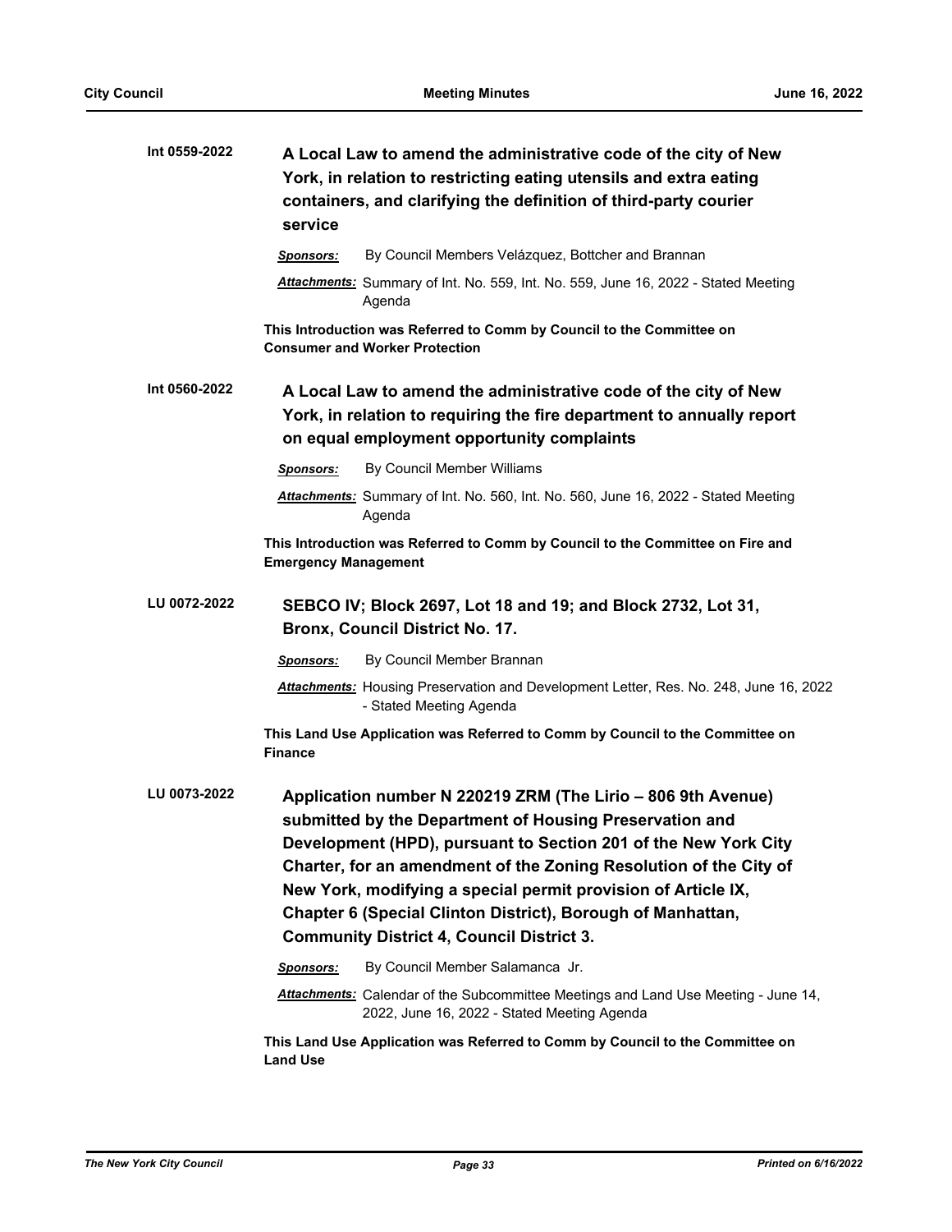**Int 0559-2022** **A Local Law to amend the administrative code of the city of New York, in relation to restricting eating utensils and extra eating containers, and clarifying the definition of third-party courier service**

***Sponsors:*** By Council Members Velázquez, Bottcher and Brannan

***Attachments:*** Summary of Int. No. 559, Int. No. 559, June 16, 2022 - Stated Meeting Agenda

**This Introduction was Referred to Comm by Council to the Committee on Consumer and Worker Protection**

**Int 0560-2022** **A Local Law to amend the administrative code of the city of New York, in relation to requiring the fire department to annually report on equal employment opportunity complaints**

***Sponsors:*** By Council Member Williams

***Attachments:*** Summary of Int. No. 560, Int. No. 560, June 16, 2022 - Stated Meeting Agenda

**This Introduction was Referred to Comm by Council to the Committee on Fire and Emergency Management**

**LU 0072-2022** **SEBCO IV; Block 2697, Lot 18 and 19; and Block 2732, Lot 31, Bronx, Council District No. 17.**

***Sponsors:*** By Council Member Brannan

***Attachments:*** Housing Preservation and Development Letter, Res. No. 248, June 16, 2022 - Stated Meeting Agenda

**This Land Use Application was Referred to Comm by Council to the Committee on Finance**

**LU 0073-2022** **Application number N 220219 ZRM (The Lirio – 806 9th Avenue) submitted by the Department of Housing Preservation and Development (HPD), pursuant to Section 201 of the New York City Charter, for an amendment of the Zoning Resolution of the City of New York, modifying a special permit provision of Article IX, Chapter 6 (Special Clinton District), Borough of Manhattan, Community District 4, Council District 3.**

***Sponsors:*** By Council Member Salamanca Jr.

***Attachments:*** Calendar of the Subcommittee Meetings and Land Use Meeting - June 14, 2022, June 16, 2022 - Stated Meeting Agenda

**This Land Use Application was Referred to Comm by Council to the Committee on Land Use**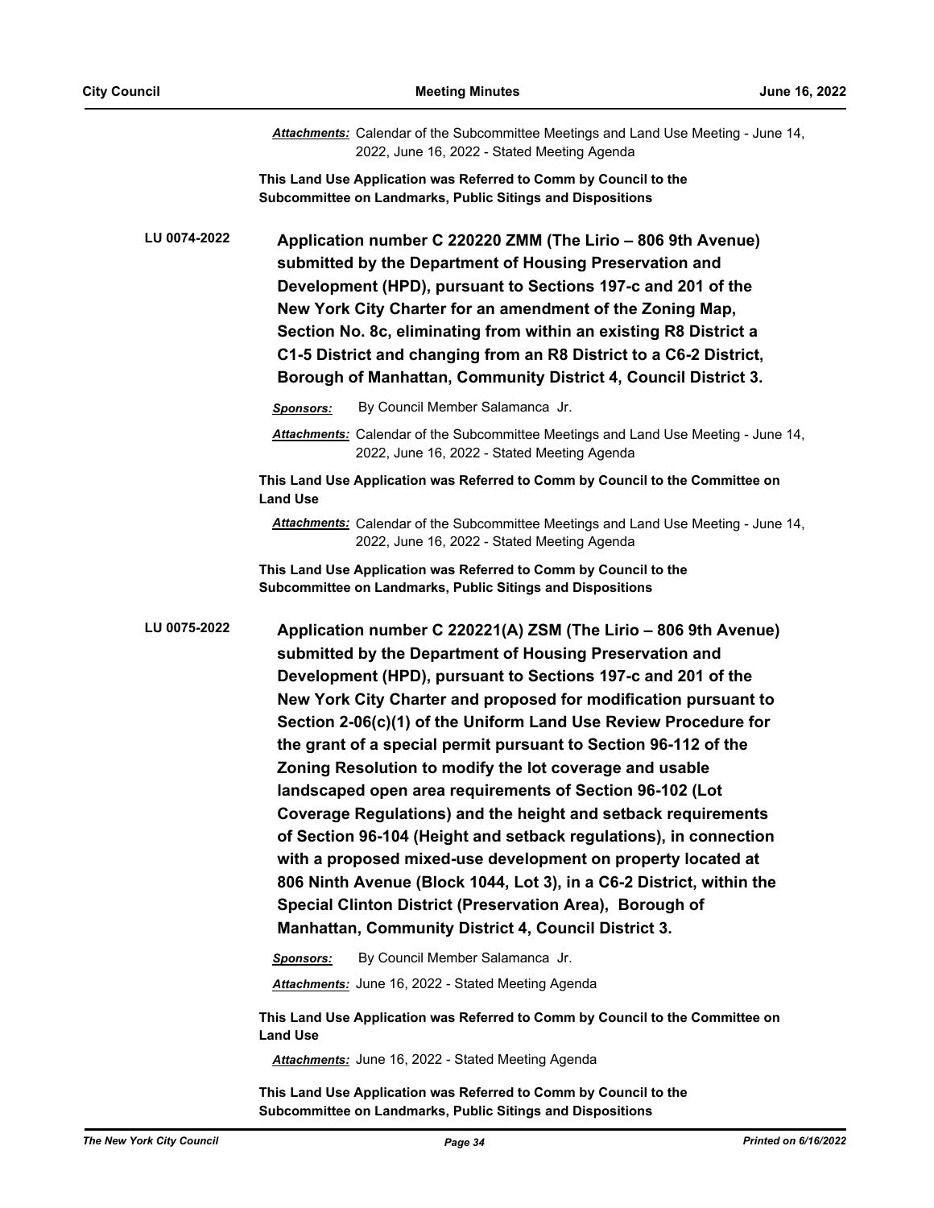***Attachments:*** Calendar of the Subcommittee Meetings and Land Use Meeting - June 14, 2022, June 16, 2022 - Stated Meeting Agenda

**This Land Use Application was Referred to Comm by Council to the Subcommittee on Landmarks, Public Sitings and Dispositions**

**LU 0074-2022** **Application number C 220220 ZMM (The Lirio – 806 9th Avenue) submitted by the Department of Housing Preservation and Development (HPD), pursuant to Sections 197-c and 201 of the New York City Charter for an amendment of the Zoning Map, Section No. 8c, eliminating from within an existing R8 District a C1-5 District and changing from an R8 District to a C6-2 District, Borough of Manhattan, Community District 4, Council District 3.**

***Sponsors:*** By Council Member Salamanca Jr.

***Attachments:*** Calendar of the Subcommittee Meetings and Land Use Meeting - June 14, 2022, June 16, 2022 - Stated Meeting Agenda

**This Land Use Application was Referred to Comm by Council to the Committee on Land Use**

***Attachments:*** Calendar of the Subcommittee Meetings and Land Use Meeting - June 14, 2022, June 16, 2022 - Stated Meeting Agenda

**This Land Use Application was Referred to Comm by Council to the Subcommittee on Landmarks, Public Sitings and Dispositions**

**LU 0075-2022** **Application number C 220221(A) ZSM (The Lirio – 806 9th Avenue) submitted by the Department of Housing Preservation and Development (HPD), pursuant to Sections 197-c and 201 of the New York City Charter and proposed for modification pursuant to Section 2-06(c)(1) of the Uniform Land Use Review Procedure for the grant of a special permit pursuant to Section 96-112 of the Zoning Resolution to modify the lot coverage and usable landscaped open area requirements of Section 96-102 (Lot Coverage Regulations) and the height and setback requirements of Section 96-104 (Height and setback regulations), in connection with a proposed mixed-use development on property located at 806 Ninth Avenue (Block 1044, Lot 3), in a C6-2 District, within the Special Clinton District (Preservation Area), Borough of Manhattan, Community District 4, Council District 3.**

***Sponsors:*** By Council Member Salamanca Jr.

***Attachments:*** June 16, 2022 - Stated Meeting Agenda

**This Land Use Application was Referred to Comm by Council to the Committee on Land Use**

***Attachments:*** June 16, 2022 - Stated Meeting Agenda

**This Land Use Application was Referred to Comm by Council to the Subcommittee on Landmarks, Public Sitings and Dispositions**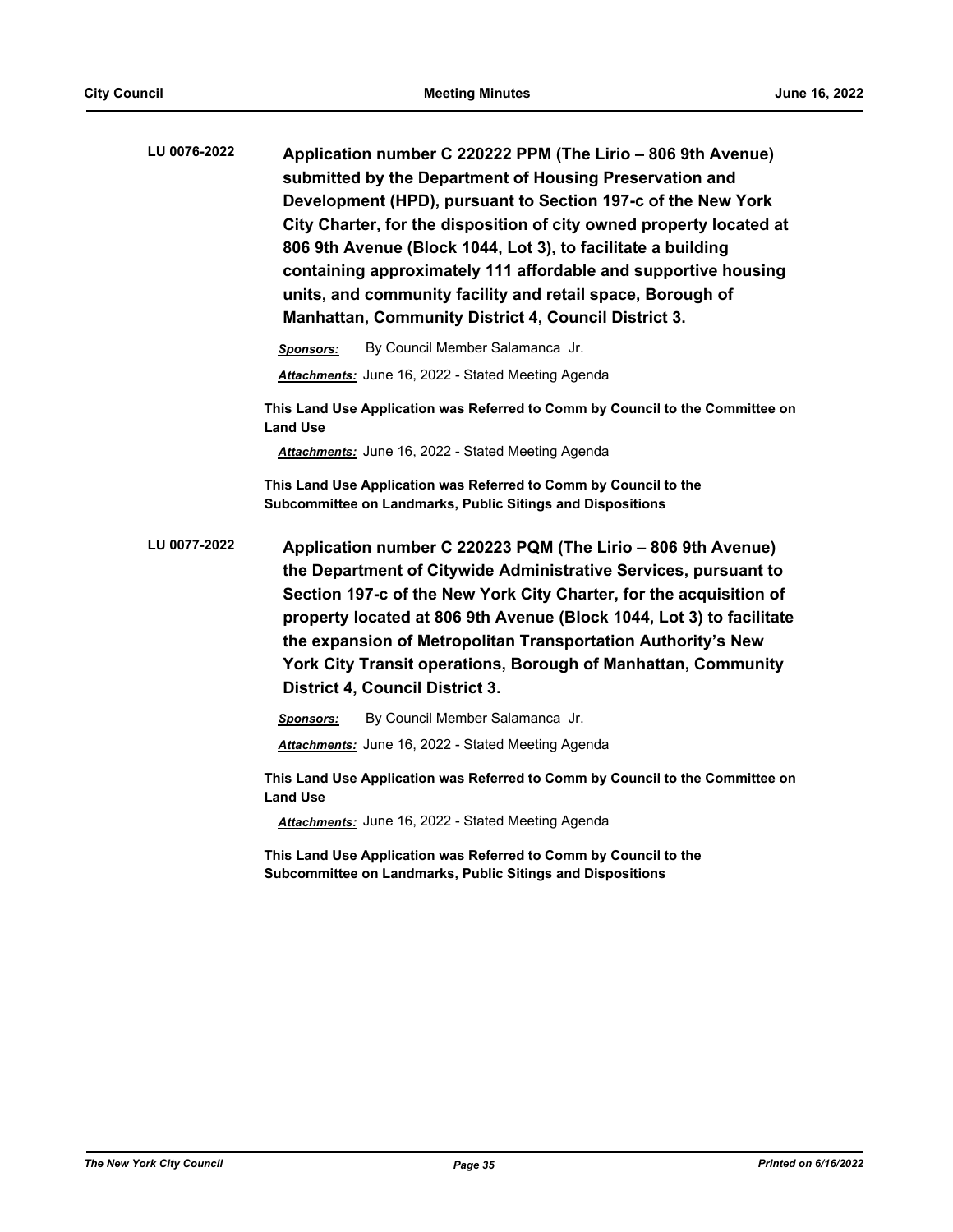**LU 0076-2022** **Application number C 220222 PPM (The Lirio – 806 9th Avenue) submitted by the Department of Housing Preservation and Development (HPD), pursuant to Section 197-c of the New York City Charter, for the disposition of city owned property located at 806 9th Avenue (Block 1044, Lot 3), to facilitate a building containing approximately 111 affordable and supportive housing units, and community facility and retail space, Borough of Manhattan, Community District 4, Council District 3.**

***Sponsors:*** By Council Member Salamanca Jr.

***Attachments:*** June 16, 2022 - Stated Meeting Agenda

**This Land Use Application was Referred to Comm by Council to the Committee on Land Use**

***Attachments:*** June 16, 2022 - Stated Meeting Agenda

**This Land Use Application was Referred to Comm by Council to the Subcommittee on Landmarks, Public Sitings and Dispositions**

**LU 0077-2022** **Application number C 220223 PQM (The Lirio – 806 9th Avenue) the Department of Citywide Administrative Services, pursuant to Section 197-c of the New York City Charter, for the acquisition of property located at 806 9th Avenue (Block 1044, Lot 3) to facilitate the expansion of Metropolitan Transportation Authority's New York City Transit operations, Borough of Manhattan, Community District 4, Council District 3.**

***Sponsors:*** By Council Member Salamanca Jr.

***Attachments:*** June 16, 2022 - Stated Meeting Agenda

**This Land Use Application was Referred to Comm by Council to the Committee on Land Use**

***Attachments:*** June 16, 2022 - Stated Meeting Agenda

**This Land Use Application was Referred to Comm by Council to the Subcommittee on Landmarks, Public Sitings and Dispositions**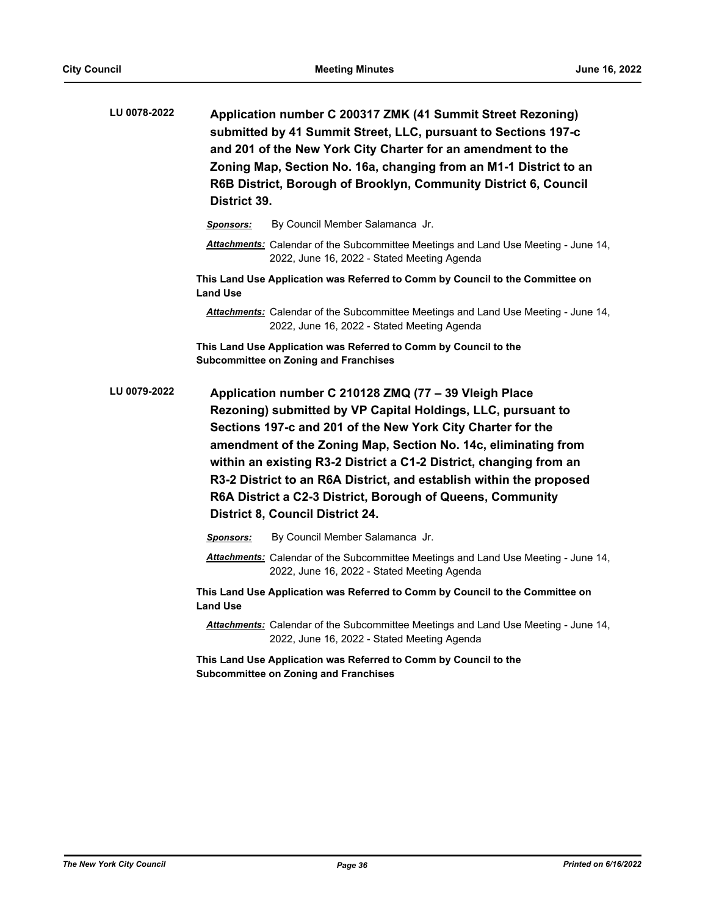**LU 0078-2022** **Application number C 200317 ZMK (41 Summit Street Rezoning) submitted by 41 Summit Street, LLC, pursuant to Sections 197-c and 201 of the New York City Charter for an amendment to the Zoning Map, Section No. 16a, changing from an M1-1 District to an R6B District, Borough of Brooklyn, Community District 6, Council District 39.**

***Sponsors:*** By Council Member Salamanca Jr.

***Attachments:*** Calendar of the Subcommittee Meetings and Land Use Meeting - June 14, 2022, June 16, 2022 - Stated Meeting Agenda

**This Land Use Application was Referred to Comm by Council to the Committee on Land Use**

***Attachments:*** Calendar of the Subcommittee Meetings and Land Use Meeting - June 14, 2022, June 16, 2022 - Stated Meeting Agenda

**This Land Use Application was Referred to Comm by Council to the Subcommittee on Zoning and Franchises**

**LU 0079-2022** **Application number C 210128 ZMQ (77 – 39 Vleigh Place Rezoning) submitted by VP Capital Holdings, LLC, pursuant to Sections 197-c and 201 of the New York City Charter for the amendment of the Zoning Map, Section No. 14c, eliminating from within an existing R3-2 District a C1-2 District, changing from an R3-2 District to an R6A District, and establish within the proposed R6A District a C2-3 District, Borough of Queens, Community District 8, Council District 24.**

***Sponsors:*** By Council Member Salamanca Jr.

***Attachments:*** Calendar of the Subcommittee Meetings and Land Use Meeting - June 14, 2022, June 16, 2022 - Stated Meeting Agenda

**This Land Use Application was Referred to Comm by Council to the Committee on Land Use**

***Attachments:*** Calendar of the Subcommittee Meetings and Land Use Meeting - June 14, 2022, June 16, 2022 - Stated Meeting Agenda

**This Land Use Application was Referred to Comm by Council to the Subcommittee on Zoning and Franchises**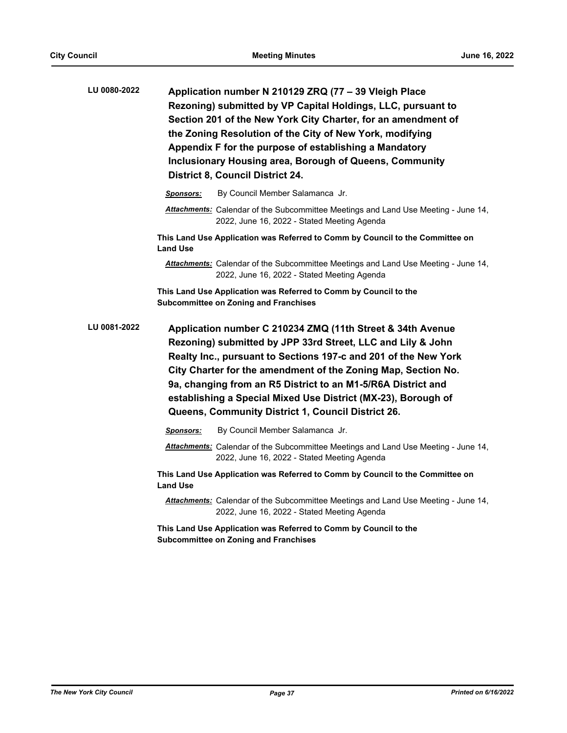**LU 0080-2022** **Application number N 210129 ZRQ (77 – 39 Vleigh Place Rezoning) submitted by VP Capital Holdings, LLC, pursuant to Section 201 of the New York City Charter, for an amendment of the Zoning Resolution of the City of New York, modifying Appendix F for the purpose of establishing a Mandatory Inclusionary Housing area, Borough of Queens, Community District 8, Council District 24.**

***Sponsors:*** By Council Member Salamanca Jr.

***Attachments:*** Calendar of the Subcommittee Meetings and Land Use Meeting - June 14, 2022, June 16, 2022 - Stated Meeting Agenda

**This Land Use Application was Referred to Comm by Council to the Committee on Land Use**

***Attachments:*** Calendar of the Subcommittee Meetings and Land Use Meeting - June 14, 2022, June 16, 2022 - Stated Meeting Agenda

**This Land Use Application was Referred to Comm by Council to the Subcommittee on Zoning and Franchises**

**LU 0081-2022** **Application number C 210234 ZMQ (11th Street & 34th Avenue Rezoning) submitted by JPP 33rd Street, LLC and Lily & John Realty Inc., pursuant to Sections 197-c and 201 of the New York City Charter for the amendment of the Zoning Map, Section No. 9a, changing from an R5 District to an M1-5/R6A District and establishing a Special Mixed Use District (MX-23), Borough of Queens, Community District 1, Council District 26.**

***Sponsors:*** By Council Member Salamanca Jr.

***Attachments:*** Calendar of the Subcommittee Meetings and Land Use Meeting - June 14, 2022, June 16, 2022 - Stated Meeting Agenda

**This Land Use Application was Referred to Comm by Council to the Committee on Land Use**

***Attachments:*** Calendar of the Subcommittee Meetings and Land Use Meeting - June 14, 2022, June 16, 2022 - Stated Meeting Agenda

**This Land Use Application was Referred to Comm by Council to the Subcommittee on Zoning and Franchises**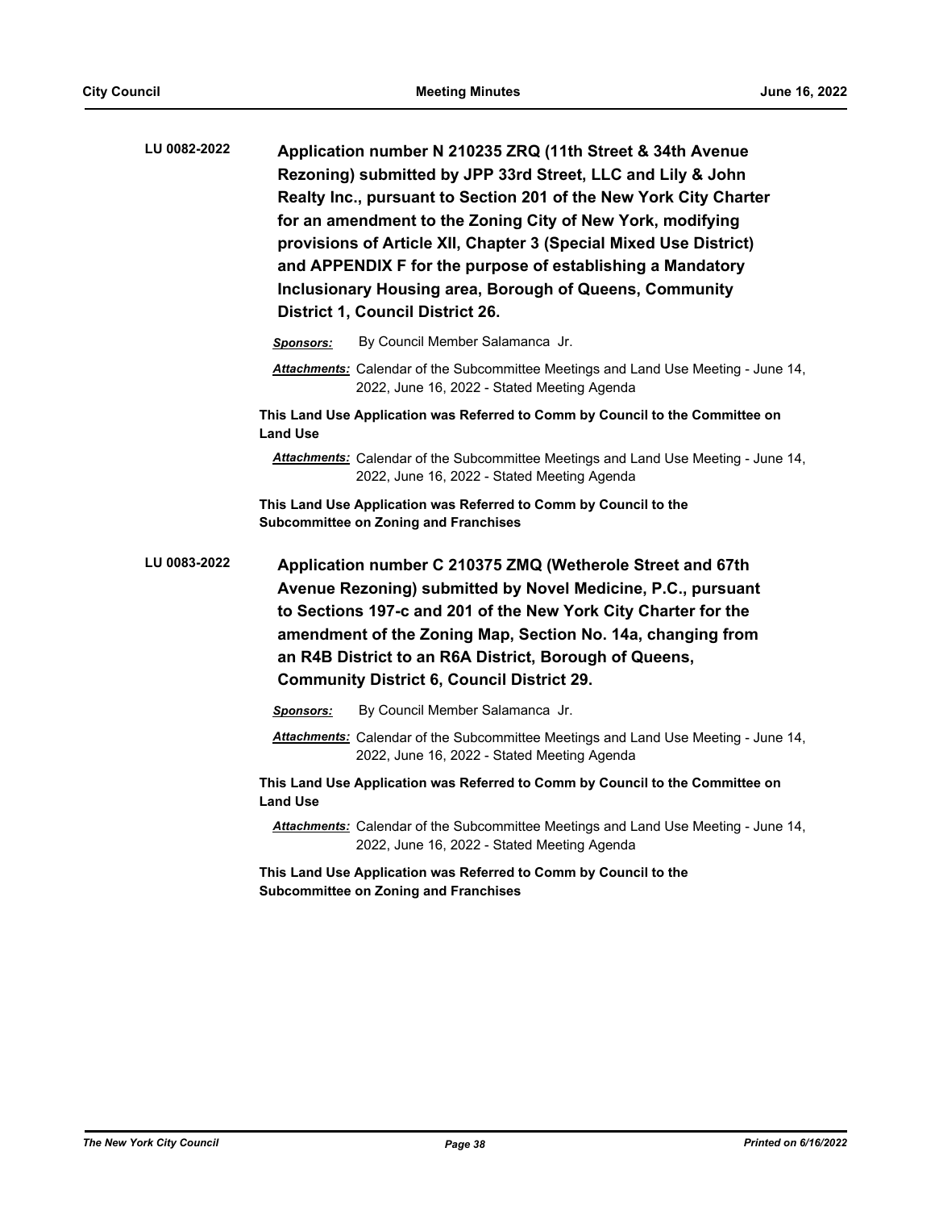**LU 0082-2022**

**Application number N 210235 ZRQ (11th Street & 34th Avenue Rezoning) submitted by JPP 33rd Street, LLC and Lily & John Realty Inc., pursuant to Section 201 of the New York City Charter for an amendment to the Zoning City of New York, modifying provisions of Article XII, Chapter 3 (Special Mixed Use District) and APPENDIX F for the purpose of establishing a Mandatory Inclusionary Housing area, Borough of Queens, Community District 1, Council District 26.**

***Sponsors:*** By Council Member Salamanca Jr.

***Attachments:*** Calendar of the Subcommittee Meetings and Land Use Meeting - June 14, 2022, June 16, 2022 - Stated Meeting Agenda

**This Land Use Application was Referred to Comm by Council to the Committee on Land Use**

***Attachments:*** Calendar of the Subcommittee Meetings and Land Use Meeting - June 14, 2022, June 16, 2022 - Stated Meeting Agenda

**This Land Use Application was Referred to Comm by Council to the Subcommittee on Zoning and Franchises**

**LU 0083-2022**

**Application number C 210375 ZMQ (Wetherole Street and 67th Avenue Rezoning) submitted by Novel Medicine, P.C., pursuant to Sections 197-c and 201 of the New York City Charter for the amendment of the Zoning Map, Section No. 14a, changing from an R4B District to an R6A District, Borough of Queens, Community District 6, Council District 29.**

***Sponsors:*** By Council Member Salamanca Jr.

***Attachments:*** Calendar of the Subcommittee Meetings and Land Use Meeting - June 14, 2022, June 16, 2022 - Stated Meeting Agenda

**This Land Use Application was Referred to Comm by Council to the Committee on Land Use**

***Attachments:*** Calendar of the Subcommittee Meetings and Land Use Meeting - June 14, 2022, June 16, 2022 - Stated Meeting Agenda

**This Land Use Application was Referred to Comm by Council to the Subcommittee on Zoning and Franchises**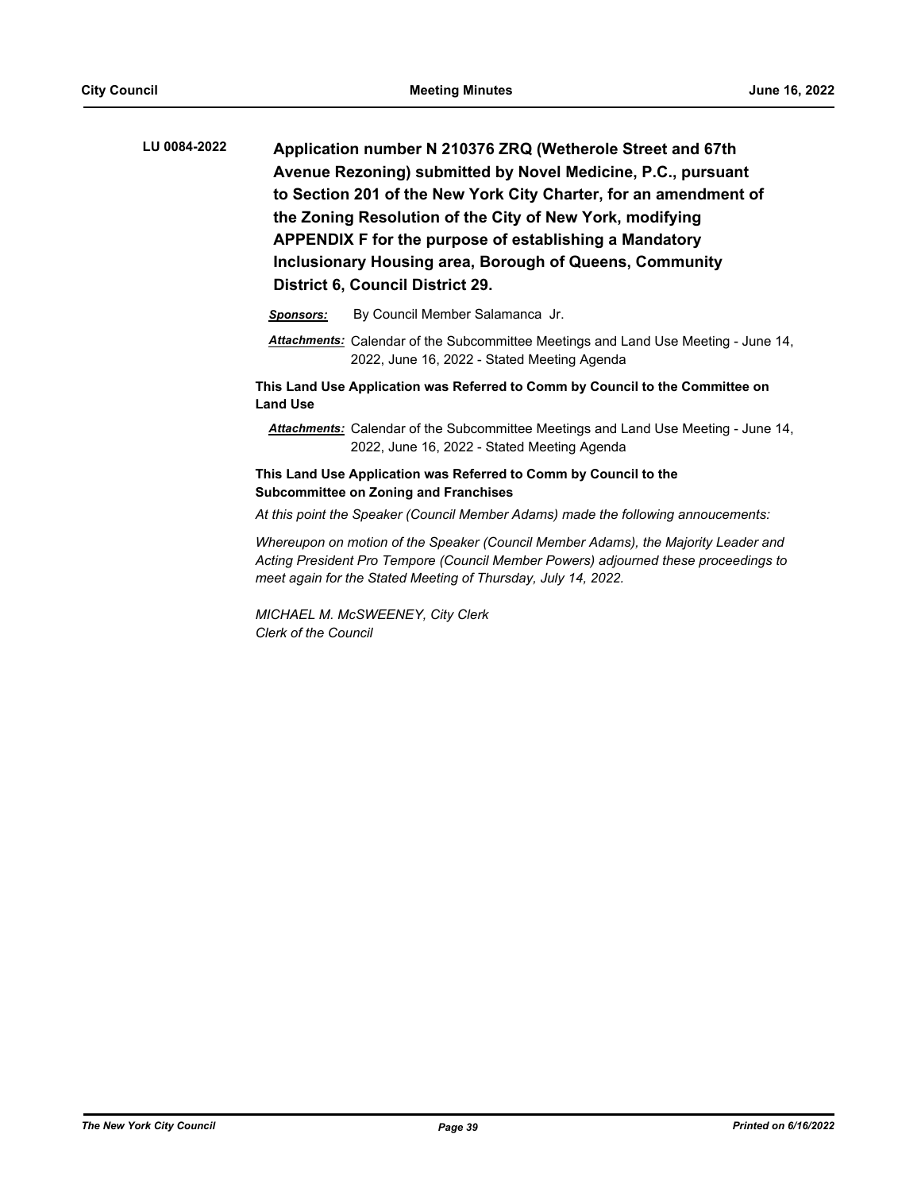**LU 0084-2022** **Application number N 210376 ZRQ (Wetherole Street and 67th Avenue Rezoning) submitted by Novel Medicine, P.C., pursuant to Section 201 of the New York City Charter, for an amendment of the Zoning Resolution of the City of New York, modifying APPENDIX F for the purpose of establishing a Mandatory Inclusionary Housing area, Borough of Queens, Community District 6, Council District 29.**

***Sponsors:*** By Council Member Salamanca Jr.

***Attachments:*** Calendar of the Subcommittee Meetings and Land Use Meeting - June 14, 2022, June 16, 2022 - Stated Meeting Agenda

**This Land Use Application was Referred to Comm by Council to the Committee on Land Use**

***Attachments:*** Calendar of the Subcommittee Meetings and Land Use Meeting - June 14, 2022, June 16, 2022 - Stated Meeting Agenda

**This Land Use Application was Referred to Comm by Council to the Subcommittee on Zoning and Franchises**

*At this point the Speaker (Council Member Adams) made the following annoucements:*

*Whereupon on motion of the Speaker (Council Member Adams), the Majority Leader and Acting President Pro Tempore (Council Member Powers) adjourned these proceedings to meet again for the Stated Meeting of Thursday, July 14, 2022.*

*MICHAEL M. McSWEENEY, City Clerk*
*Clerk of the Council*